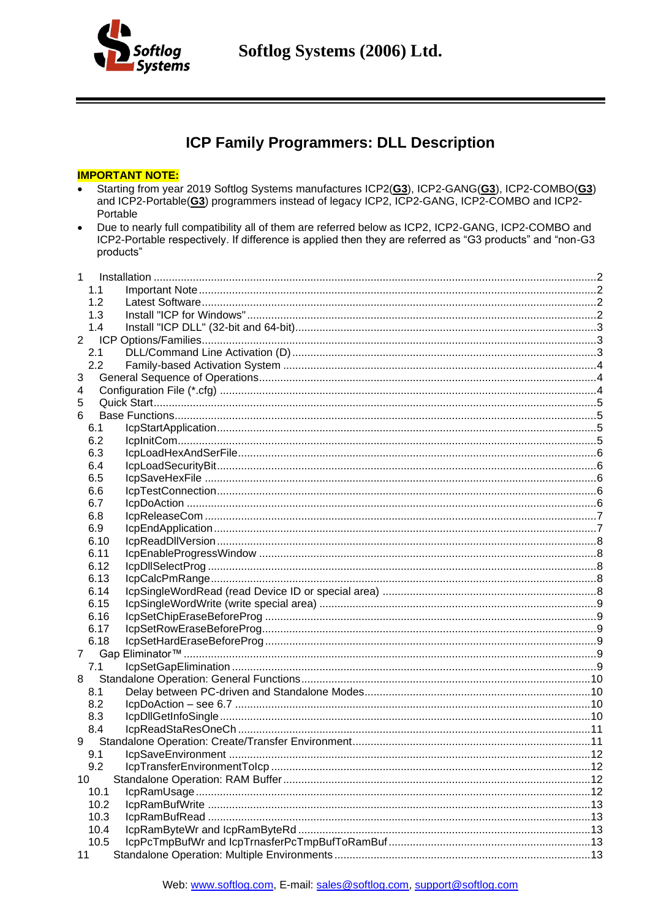Softlog Systems (2006) Ltd.

# ICP Family Programmers: DLL Description

**IMPORTANT NOTE:**

- Starting from year 2019 Softlog Systems manufactures ICP2(**G3**), ICP2-GANG(**G3**), ICP2-COMBO(**G3**) and ICP2-Portable(**G3**) programmers instead of legacy ICP2, ICP2-GANG, ICP2-COMBO and ICP2-Portable
- Due to nearly full compatibility all of them are referred below as ICP2, ICP2-GANG, ICP2-COMBO and ICP2-Portable respectively. If difference is applied then they are referred as "G3 products" and "non-G3 products"

1 Installation ....2
  1.1 Important Note ....2
  1.2 Latest Software ....2
  1.3 Install "ICP for Windows" ....2
  1.4 Install "ICP DLL" (32-bit and 64-bit) ....3
2 ICP Options/Families ....3
  2.1 DLL/Command Line Activation (D) ....3
  2.2 Family-based Activation System ....4
3 General Sequence of Operations ....4
4 Configuration File (*.cfg) ....4
5 Quick Start ....5
6 Base Functions ....5
  6.1 IcpStartApplication ....5
  6.2 IcpInitCom ....5
  6.3 IcpLoadHexAndSerFile ....6
  6.4 IcpLoadSecurityBit ....6
  6.5 IcpSaveHexFile ....6
  6.6 IcpTestConnection ....6
  6.7 IcpDoAction ....6
  6.8 IcpReleaseCom ....7
  6.9 IcpEndApplication ....7
  6.10 IcpReadDllVersion ....8
  6.11 IcpEnableProgressWindow ....8
  6.12 IcpDllSelectProg ....8
  6.13 IcpCalcPmRange ....8
  6.14 IcpSingleWordRead (read Device ID or special area) ....8
  6.15 IcpSingleWordWrite (write special area) ....9
  6.16 IcpSetChipEraseBeforeProg ....9
  6.17 IcpSetRowEraseBeforeProg ....9
  6.18 IcpSetHardEraseBeforeProg ....9
7 Gap Eliminator™ ....9
  7.1 IcpSetGapElimination ....9
8 Standalone Operation: General Functions ....10
  8.1 Delay between PC-driven and Standalone Modes ....10
  8.2 IcpDoAction – see 6.7 ....10
  8.3 IcpDllGetInfoSingle ....10
  8.4 IcpReadStaResOneCh ....11
9 Standalone Operation: Create/Transfer Environment ....11
  9.1 IcpSaveEnvironment ....12
  9.2 IcpTransferEnvironmentToIcp ....12
10 Standalone Operation: RAM Buffer ....12
  10.1 IcpRamUsage ....12
  10.2 IcpRamBufWrite ....13
  10.3 IcpRamBufRead ....13
  10.4 IcpRamByteWr and IcpRamByteRd ....13
  10.5 IcpPcTmpBufWr and IcpTrnasferPcTmpBufToRamBuf ....13
11 Standalone Operation: Multiple Environments ....13

Web: www.softlog.com, E-mail: sales@softlog.com, support@softlog.com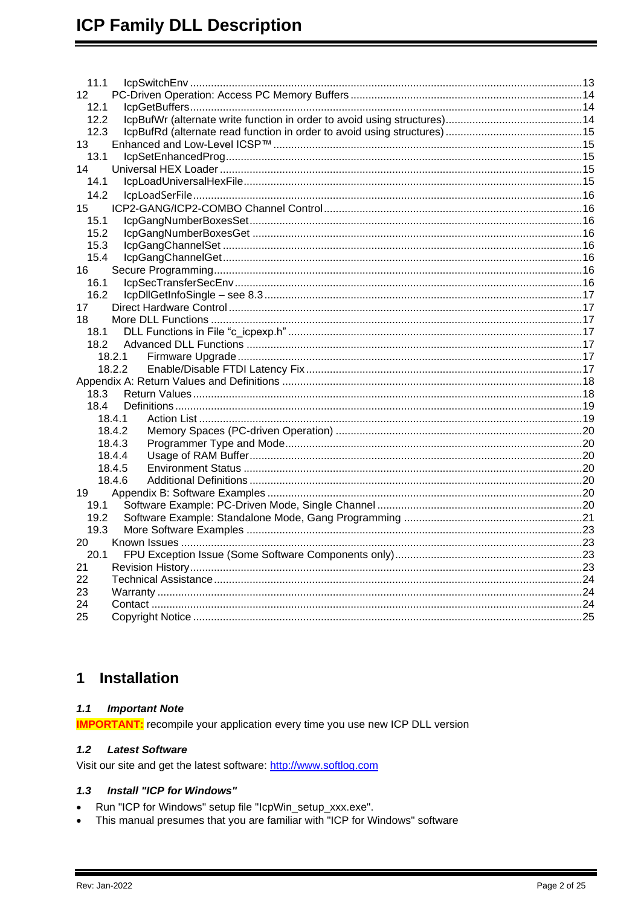11.1 IcpSwitchEnv ....... 13
12 PC-Driven Operation: Access PC Memory Buffers ....... 14
12.1 IcpGetBuffers ....... 14
12.2 IcpBufWr (alternate write function in order to avoid using structures) ....... 14
12.3 IcpBufRd (alternate read function in order to avoid using structures) ....... 15
13 Enhanced and Low-Level ICSP™ ....... 15
13.1 IcpSetEnhancedProg ....... 15
14 Universal HEX Loader ....... 15
14.1 IcpLoadUniversalHexFile ....... 15
14.2 IcpLoadSerFile ....... 16
15 ICP2-GANG/ICP2-COMBO Channel Control ....... 16
15.1 IcpGangNumberBoxesSet ....... 16
15.2 IcpGangNumberBoxesGet ....... 16
15.3 IcpGangChannelSet ....... 16
15.4 IcpGangChannelGet ....... 16
16 Secure Programming ....... 16
16.1 IcpSecTransferSecEnv ....... 16
16.2 IcpDllGetInfoSingle – see 8.3 ....... 17
17 Direct Hardware Control ....... 17
18 More DLL Functions ....... 17
18.1 DLL Functions in File “c_icpexp.h” ....... 17
18.2 Advanced DLL Functions ....... 17
18.2.1 Firmware Upgrade ....... 17
18.2.2 Enable/Disable FTDI Latency Fix ....... 17
Appendix A: Return Values and Definitions ....... 18
18.3 Return Values ....... 18
18.4 Definitions ....... 19
18.4.1 Action List ....... 19
18.4.2 Memory Spaces (PC-driven Operation) ....... 20
18.4.3 Programmer Type and Mode ....... 20
18.4.4 Usage of RAM Buffer ....... 20
18.4.5 Environment Status ....... 20
18.4.6 Additional Definitions ....... 20
19 Appendix B: Software Examples ....... 20
19.1 Software Example: PC-Driven Mode, Single Channel ....... 20
19.2 Software Example: Standalone Mode, Gang Programming ....... 21
19.3 More Software Examples ....... 23
20 Known Issues ....... 23
20.1 FPU Exception Issue (Some Software Components only) ....... 23
21 Revision History ....... 23
22 Technical Assistance ....... 24
23 Warranty ....... 24
24 Contact ....... 24
25 Copyright Notice ....... 25

# 1 Installation

## 1.1 Important Note

**IMPORTANT:** recompile your application every time you use new ICP DLL version

## 1.2 Latest Software

Visit our site and get the latest software: http://www.softlog.com

## 1.3 Install "ICP for Windows"

- Run "ICP for Windows" setup file "IcpWin_setup_xxx.exe".
- This manual presumes that you are familiar with "ICP for Windows" software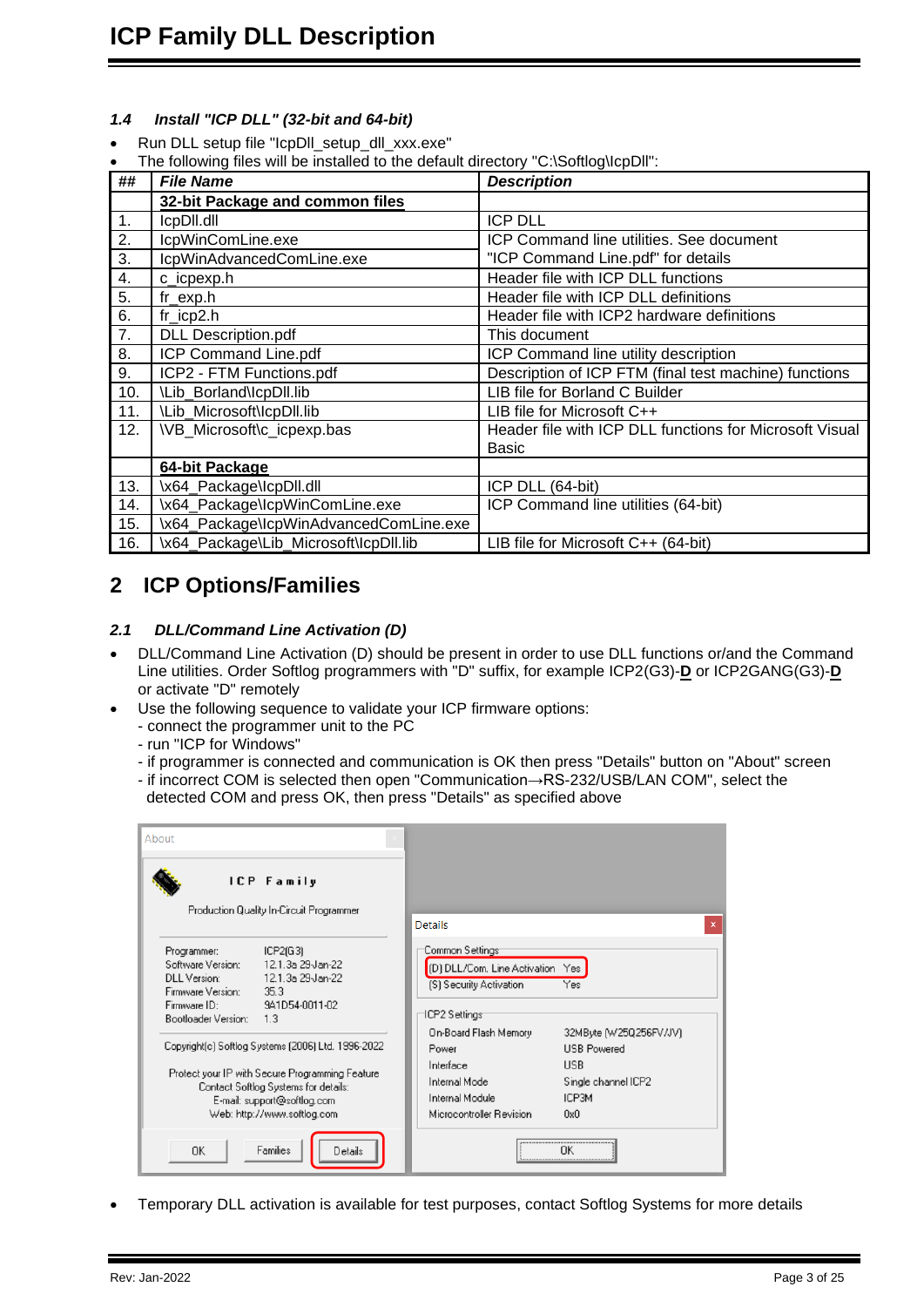### 1.4 Install "ICP DLL" (32-bit and 64-bit)

- Run DLL setup file "IcpDll_setup_dll_xxx.exe"
- The following files will be installed to the default directory "C:\Softlog\IcpDll":

| ## | File Name | Description |
|---|---|---|
| | **32-bit Package and common files** | |
| 1. | IcpDll.dll | ICP DLL |
| 2. | IcpWinComLine.exe | ICP Command line utilities. See document "ICP Command Line.pdf" for details |
| 3. | IcpWinAdvancedComLine.exe | |
| 4. | c_icpexp.h | Header file with ICP DLL functions |
| 5. | fr_exp.h | Header file with ICP DLL definitions |
| 6. | fr_icp2.h | Header file with ICP2 hardware definitions |
| 7. | DLL Description.pdf | This document |
| 8. | ICP Command Line.pdf | ICP Command line utility description |
| 9. | ICP2 - FTM Functions.pdf | Description of ICP FTM (final test machine) functions |
| 10. | \Lib_Borland\IcpDll.lib | LIB file for Borland C Builder |
| 11. | \Lib_Microsoft\IcpDll.lib | LIB file for Microsoft C++ |
| 12. | \VB_Microsoft\c_icpexp.bas | Header file with ICP DLL functions for Microsoft Visual Basic |
| | **64-bit Package** | |
| 13. | \x64_Package\IcpDll.dll | ICP DLL (64-bit) |
| 14. | \x64_Package\IcpWinComLine.exe | ICP Command line utilities (64-bit) |
| 15. | \x64_Package\IcpWinAdvancedComLine.exe | |
| 16. | \x64_Package\Lib_Microsoft\IcpDll.lib | LIB file for Microsoft C++ (64-bit) |

# 2 ICP Options/Families

### 2.1 DLL/Command Line Activation (D)

- DLL/Command Line Activation (D) should be present in order to use DLL functions or/and the Command Line utilities. Order Softlog programmers with "D" suffix, for example ICP2(G3)-**D** or ICP2GANG(G3)-**D** or activate "D" remotely
- Use the following sequence to validate your ICP firmware options:
  - connect the programmer unit to the PC
  - run "ICP for Windows"
  - if programmer is connected and communication is OK then press "Details" button on "About" screen
  - if incorrect COM is selected then open "Communication→RS-232/USB/LAN COM", select the detected COM and press OK, then press "Details" as specified above

- Temporary DLL activation is available for test purposes, contact Softlog Systems for more details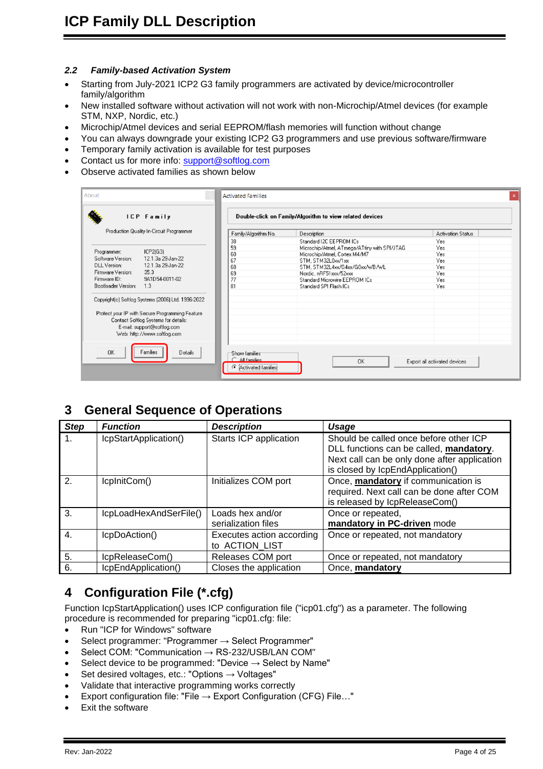### 2.2 Family-based Activation System

- Starting from July-2021 ICP2 G3 family programmers are activated by device/microcontroller family/algorithm
- New installed software without activation will not work with non-Microchip/Atmel devices (for example STM, NXP, Nordic, etc.)
- Microchip/Atmel devices and serial EEPROM/flash memories will function without change
- You can always downgrade your existing ICP2 G3 programmers and use previous software/firmware
- Temporary family activation is available for test purposes
- Contact us for more info: support@softlog.com
- Observe activated families as shown below

## 3 General Sequence of Operations

| Step | Function | Description | Usage |
|---|---|---|---|
| 1. | IcpStartApplication() | Starts ICP application | Should be called once before other ICP DLL functions can be called, **mandatory**. Next call can be only done after application is closed by IcpEndApplication() |
| 2. | IcpInitCom() | Initializes COM port | Once, **mandatory** if communication is required. Next call can be done after COM is released by IcpReleaseCom() |
| 3. | IcpLoadHexAndSerFile() | Loads hex and/or serialization files | Once or repeated, **mandatory in PC-driven** mode |
| 4. | IcpDoAction() | Executes action according to ACTION_LIST | Once or repeated, not mandatory |
| 5. | IcpReleaseCom() | Releases COM port | Once or repeated, not mandatory |
| 6. | IcpEndApplication() | Closes the application | Once, **mandatory** |

## 4 Configuration File (*.cfg)

Function IcpStartApplication() uses ICP configuration file ("icp01.cfg") as a parameter. The following procedure is recommended for preparing "icp01.cfg: file:

- Run "ICP for Windows" software
- Select programmer: "Programmer → Select Programmer"
- Select COM: "Communication → RS-232/USB/LAN COM"
- Select device to be programmed: "Device → Select by Name"
- Set desired voltages, etc.: "Options → Voltages"
- Validate that interactive programming works correctly
- Export configuration file: "File → Export Configuration (CFG) File…"
- Exit the software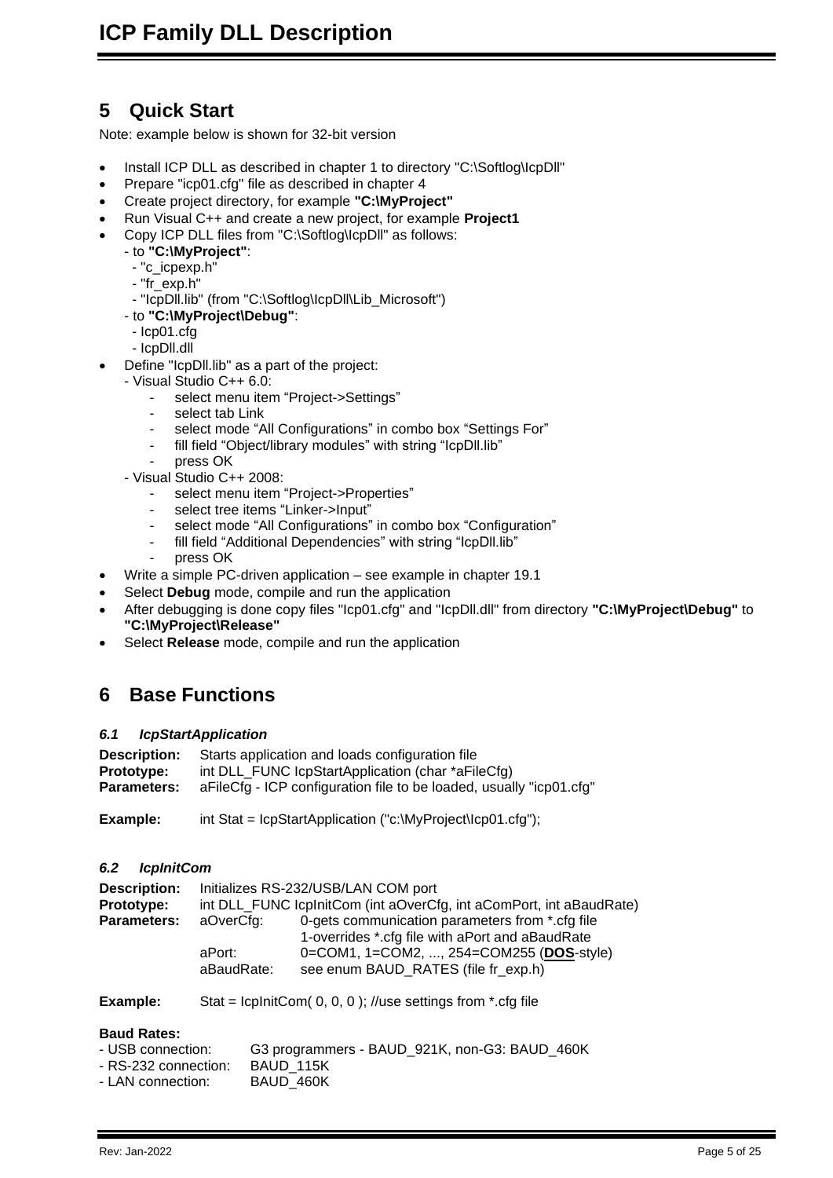## 5 Quick Start

Note: example below is shown for 32-bit version

- Install ICP DLL as described in chapter 1 to directory "C:\Softlog\IcpDll"
- Prepare "icp01.cfg" file as described in chapter 4
- Create project directory, for example **"C:\MyProject"**
- Run Visual C++ and create a new project, for example **Project1**
- Copy ICP DLL files from "C:\Softlog\IcpDll" as follows:
  - to **"C:\MyProject"**:
    - "c_icpexp.h"
    - "fr_exp.h"
    - "IcpDll.lib" (from "C:\Softlog\IcpDll\Lib_Microsoft")
  - to **"C:\MyProject\Debug"**:
    - Icp01.cfg
    - IcpDll.dll
- Define "IcpDll.lib" as a part of the project:
  - Visual Studio C++ 6.0:
    - select menu item "Project->Settings"
    - select tab Link
    - select mode "All Configurations" in combo box "Settings For"
    - fill field "Object/library modules" with string "IcpDll.lib"
    - press OK
  - Visual Studio C++ 2008:
    - select menu item "Project->Properties"
    - select tree items "Linker->Input"
    - select mode "All Configurations" in combo box "Configuration"
    - fill field "Additional Dependencies" with string "IcpDll.lib"
    - press OK
- Write a simple PC-driven application – see example in chapter 19.1
- Select **Debug** mode, compile and run the application
- After debugging is done copy files "Icp01.cfg" and "IcpDll.dll" from directory **"C:\MyProject\Debug"** to **"C:\MyProject\Release"**
- Select **Release** mode, compile and run the application

## 6 Base Functions

### *6.1 IcpStartApplication*

**Description:** Starts application and loads configuration file
**Prototype:** int DLL_FUNC IcpStartApplication (char *aFileCfg)
**Parameters:** aFileCfg - ICP configuration file to be loaded, usually "icp01.cfg"

**Example:** int Stat = IcpStartApplication ("c:\MyProject\Icp01.cfg");

### *6.2 IcpInitCom*

**Description:** Initializes RS-232/USB/LAN COM port
**Prototype:** int DLL_FUNC IcpInitCom (int aOverCfg, int aComPort, int aBaudRate)
**Parameters:**

| | |
|---|---|
| aOverCfg: | 0-gets communication parameters from *.cfg file<br>1-overrides *.cfg file with aPort and aBaudRate |
| aPort: | 0=COM1, 1=COM2, ..., 254=COM255 (**DOS**-style) |
| aBaudRate: | see enum BAUD_RATES (file fr_exp.h) |

**Example:** Stat = IcpInitCom( 0, 0, 0 ); //use settings from *.cfg file

**Baud Rates:**

- USB connection: G3 programmers - BAUD_921K, non-G3: BAUD_460K
- RS-232 connection: BAUD_115K
- LAN connection: BAUD_460K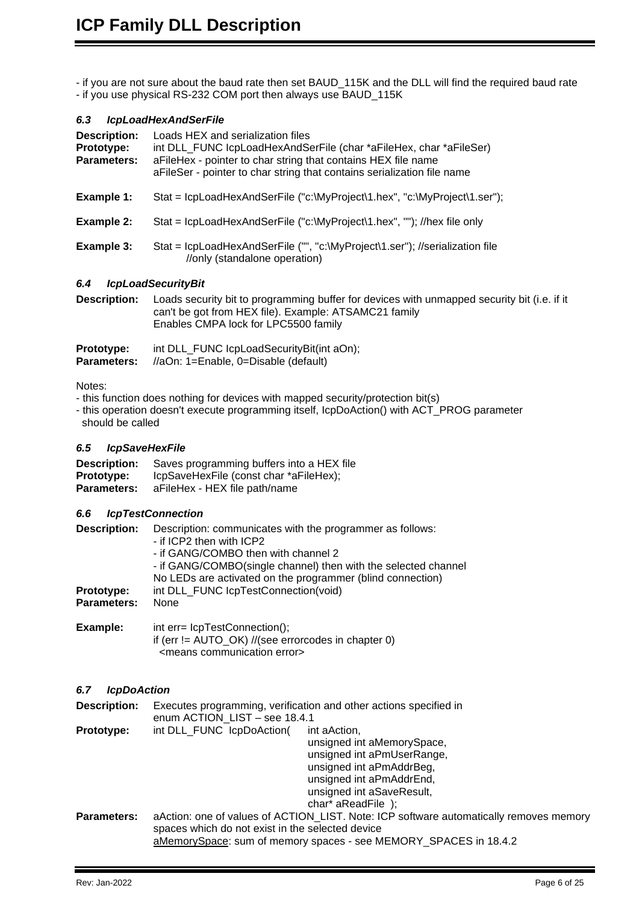- if you are not sure about the baud rate then set BAUD_115K and the DLL will find the required baud rate
- if you use physical RS-232 COM port then always use BAUD_115K

### *6.3 IcpLoadHexAndSerFile*

**Description:** Loads HEX and serialization files
**Prototype:** int DLL_FUNC IcpLoadHexAndSerFile (char *aFileHex, char *aFileSer)
**Parameters:** aFileHex - pointer to char string that contains HEX file name
aFileSer - pointer to char string that contains serialization file name

**Example 1:** Stat = IcpLoadHexAndSerFile ("c:\MyProject\1.hex", "c:\MyProject\1.ser");

**Example 2:** Stat = IcpLoadHexAndSerFile ("c:\MyProject\1.hex", ""); //hex file only

**Example 3:** Stat = IcpLoadHexAndSerFile ("", "c:\MyProject\1.ser"); //serialization file
//only (standalone operation)

### *6.4 IcpLoadSecurityBit*

**Description:** Loads security bit to programming buffer for devices with unmapped security bit (i.e. if it can't be got from HEX file). Example: ATSAMC21 family
Enables CMPA lock for LPC5500 family

**Prototype:** int DLL_FUNC IcpLoadSecurityBit(int aOn);
**Parameters:** //aOn: 1=Enable, 0=Disable (default)

Notes:
- this function does nothing for devices with mapped security/protection bit(s)
- this operation doesn't execute programming itself, IcpDoAction() with ACT_PROG parameter should be called

### *6.5 IcpSaveHexFile*

**Description:** Saves programming buffers into a HEX file
**Prototype:** IcpSaveHexFile (const char *aFileHex);
**Parameters:** aFileHex - HEX file path/name

### *6.6 IcpTestConnection*

**Description:** Description: communicates with the programmer as follows:
- if ICP2 then with ICP2
- if GANG/COMBO then with channel 2
- if GANG/COMBO(single channel) then with the selected channel
No LEDs are activated on the programmer (blind connection)
**Prototype:** int DLL_FUNC IcpTestConnection(void)
**Parameters:** None

**Example:**
```
int err= IcpTestConnection();
if (err != AUTO_OK) //(see errorcodes in chapter 0)
  <means communication error>
```

### *6.7 IcpDoAction*

**Description:** Executes programming, verification and other actions specified in enum ACTION_LIST – see 18.4.1
**Prototype:**
```
int DLL_FUNC  IcpDoAction(  int aAction,
                            unsigned int aMemorySpace,
                            unsigned int aPmUserRange,
                            unsigned int aPmAddrBeg,
                            unsigned int aPmAddrEnd,
                            unsigned int aSaveResult,
                            char* aReadFile  );
```
**Parameters:** aAction: one of values of ACTION_LIST. Note: ICP software automatically removes memory spaces which do not exist in the selected device
aMemorySpace: sum of memory spaces - see MEMORY_SPACES in 18.4.2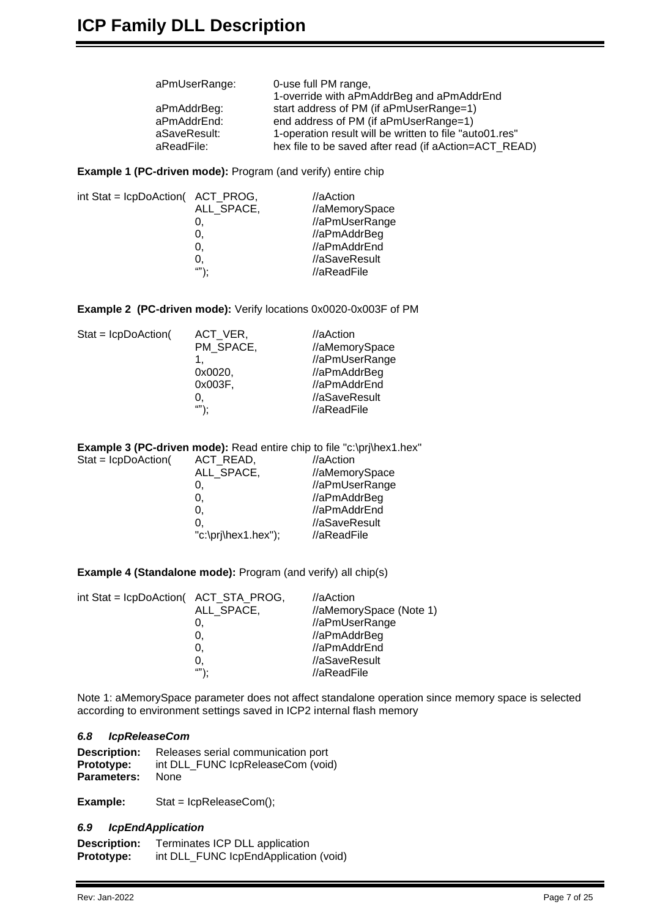| | |
|---|---|
| aPmUserRange: | 0-use full PM range,<br>1-override with aPmAddrBeg and aPmAddrEnd |
| aPmAddrBeg: | start address of PM (if aPmUserRange=1) |
| aPmAddrEnd: | end address of PM (if aPmUserRange=1) |
| aSaveResult: | 1-operation result will be written to file "auto01.res" |
| aReadFile: | hex file to be saved after read (if aAction=ACT_READ) |

**Example 1 (PC-driven mode):** Program (and verify) entire chip

```
int Stat = IcpDoAction( ACT_PROG,        //aAction
                        ALL_SPACE,       //aMemorySpace
                        0,               //aPmUserRange
                        0,               //aPmAddrBeg
                        0,               //aPmAddrEnd
                        0,               //aSaveResult
                        "");             //aReadFile
```

**Example 2 (PC-driven mode):** Verify locations 0x0020-0x003F of PM

```
Stat = IcpDoAction(     ACT_VER,         //aAction
                        PM_SPACE,        //aMemorySpace
                        1,               //aPmUserRange
                        0x0020,          //aPmAddrBeg
                        0x003F,          //aPmAddrEnd
                        0,               //aSaveResult
                        "");             //aReadFile
```

**Example 3 (PC-driven mode):** Read entire chip to file "c:\prj\hex1.hex"

```
Stat = IcpDoAction(     ACT_READ,              //aAction
                        ALL_SPACE,             //aMemorySpace
                        0,                     //aPmUserRange
                        0,                     //aPmAddrBeg
                        0,                     //aPmAddrEnd
                        0,                     //aSaveResult
                        "c:\prj\hex1.hex");    //aReadFile
```

**Example 4 (Standalone mode):** Program (and verify) all chip(s)

```
int Stat = IcpDoAction( ACT_STA_PROG,    //aAction
                        ALL_SPACE,       //aMemorySpace (Note 1)
                        0,               //aPmUserRange
                        0,               //aPmAddrBeg
                        0,               //aPmAddrEnd
                        0,               //aSaveResult
                        "");             //aReadFile
```

Note 1: aMemorySpace parameter does not affect standalone operation since memory space is selected according to environment settings saved in ICP2 internal flash memory

### *6.8 IcpReleaseCom*

**Description:** Releases serial communication port
**Prototype:** int DLL_FUNC IcpReleaseCom (void)
**Parameters:** None

**Example:** Stat = IcpReleaseCom();

### *6.9 IcpEndApplication*

**Description:** Terminates ICP DLL application
**Prototype:** int DLL_FUNC IcpEndApplication (void)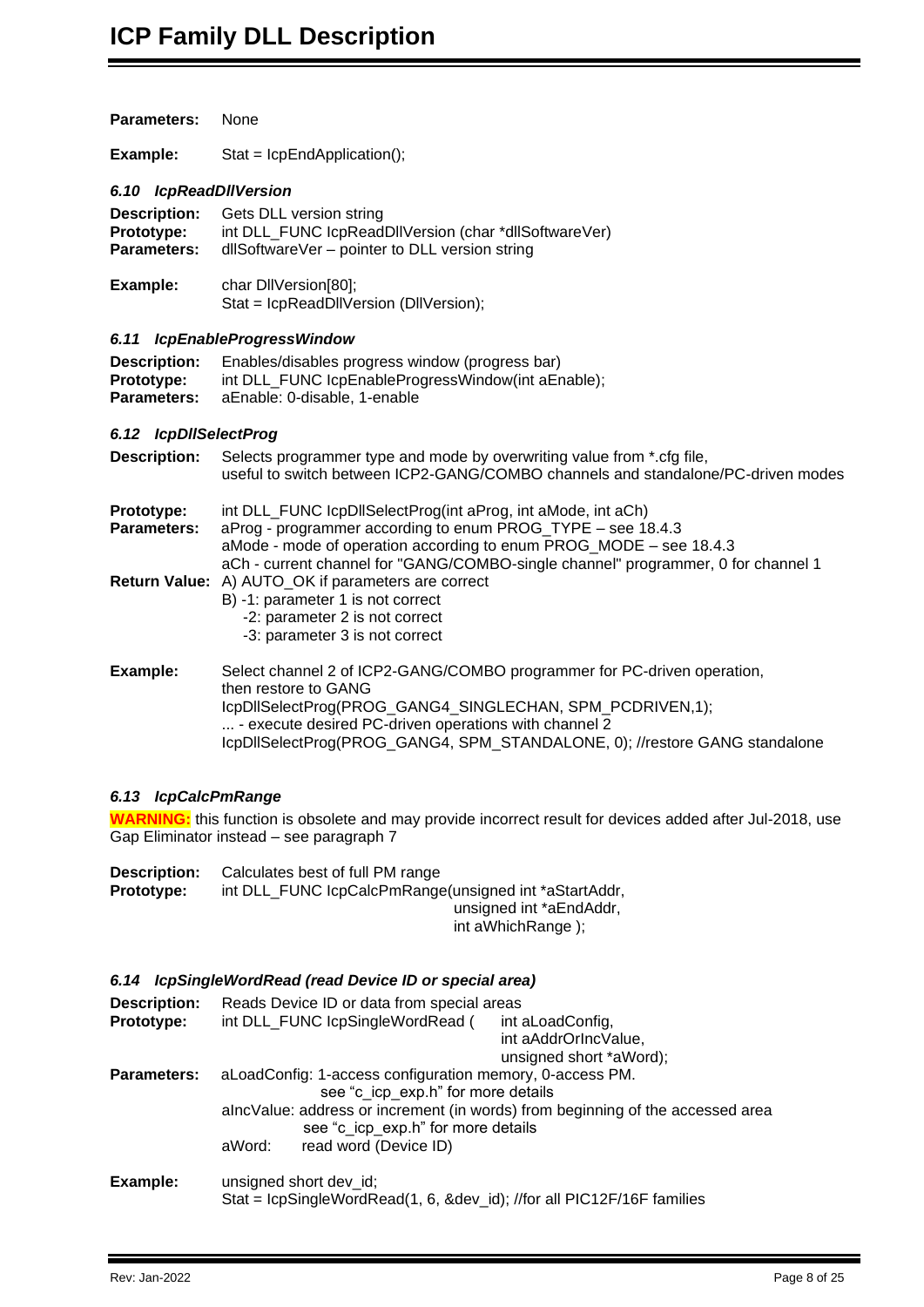**Parameters:** None

**Example:** Stat = IcpEndApplication();

### *6.10 IcpReadDllVersion*

**Description:** Gets DLL version string
**Prototype:** int DLL_FUNC IcpReadDllVersion (char *dllSoftwareVer)
**Parameters:** dllSoftwareVer – pointer to DLL version string

**Example:**
```
char DllVersion[80];
Stat = IcpReadDllVersion (DllVersion);
```

### *6.11 IcpEnableProgressWindow*

**Description:** Enables/disables progress window (progress bar)
**Prototype:** int DLL_FUNC IcpEnableProgressWindow(int aEnable);
**Parameters:** aEnable: 0-disable, 1-enable

### *6.12 IcpDllSelectProg*

**Description:** Selects programmer type and mode by overwriting value from *.cfg file, useful to switch between ICP2-GANG/COMBO channels and standalone/PC-driven modes

**Prototype:** int DLL_FUNC IcpDllSelectProg(int aProg, int aMode, int aCh)
**Parameters:** aProg - programmer according to enum PROG_TYPE – see 18.4.3
aMode - mode of operation according to enum PROG_MODE – see 18.4.3
aCh - current channel for "GANG/COMBO-single channel" programmer, 0 for channel 1
**Return Value:** A) AUTO_OK if parameters are correct
B) -1: parameter 1 is not correct
-2: parameter 2 is not correct
-3: parameter 3 is not correct

**Example:** Select channel 2 of ICP2-GANG/COMBO programmer for PC-driven operation, then restore to GANG
```
IcpDllSelectProg(PROG_GANG4_SINGLECHAN, SPM_PCDRIVEN,1);
... - execute desired PC-driven operations with channel 2
IcpDllSelectProg(PROG_GANG4, SPM_STANDALONE, 0); //restore GANG standalone
```

### *6.13 IcpCalcPmRange*

**WARNING:** this function is obsolete and may provide incorrect result for devices added after Jul-2018, use Gap Eliminator instead – see paragraph 7

**Description:** Calculates best of full PM range
**Prototype:**
```
int DLL_FUNC IcpCalcPmRange(unsigned int *aStartAddr,
                            unsigned int *aEndAddr,
                            int aWhichRange );
```

### *6.14 IcpSingleWordRead (read Device ID or special area)*

**Description:** Reads Device ID or data from special areas
**Prototype:**
```
int DLL_FUNC IcpSingleWordRead (  int aLoadConfig,
                                  int aAddrOrIncValue,
                                  unsigned short *aWord);
```
**Parameters:** aLoadConfig: 1-access configuration memory, 0-access PM.
see "c_icp_exp.h" for more details
aIncValue: address or increment (in words) from beginning of the accessed area
see "c_icp_exp.h" for more details
aWord: read word (Device ID)

**Example:**
```
unsigned short dev_id;
Stat = IcpSingleWordRead(1, 6, &dev_id); //for all PIC12F/16F families
```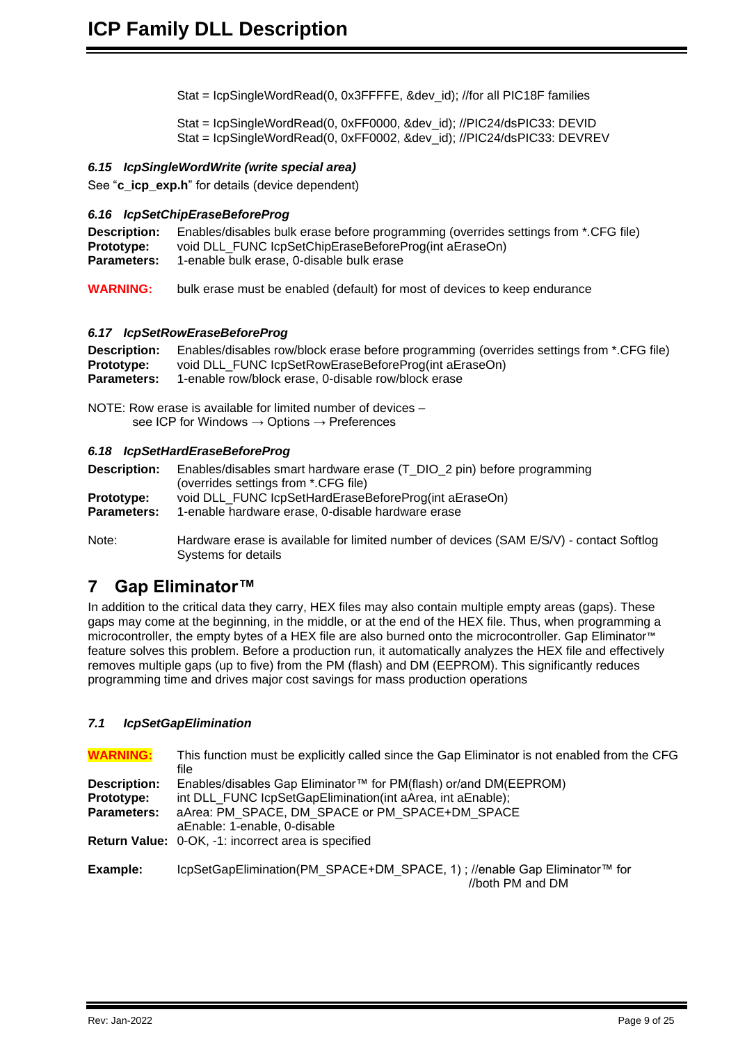Stat = IcpSingleWordRead(0, 0x3FFFFE, &dev_id); //for all PIC18F families

Stat = IcpSingleWordRead(0, 0xFF0000, &dev_id); //PIC24/dsPIC33: DEVID
Stat = IcpSingleWordRead(0, 0xFF0002, &dev_id); //PIC24/dsPIC33: DEVREV

### *6.15 IcpSingleWordWrite (write special area)*

See "**c_icp_exp.h**" for details (device dependent)

### *6.16 IcpSetChipEraseBeforeProg*

**Description:** Enables/disables bulk erase before programming (overrides settings from *.CFG file)
**Prototype:** void DLL_FUNC IcpSetChipEraseBeforeProg(int aEraseOn)
**Parameters:** 1-enable bulk erase, 0-disable bulk erase

**WARNING:** bulk erase must be enabled (default) for most of devices to keep endurance

### *6.17 IcpSetRowEraseBeforeProg*

**Description:** Enables/disables row/block erase before programming (overrides settings from *.CFG file)
**Prototype:** void DLL_FUNC IcpSetRowEraseBeforeProg(int aEraseOn)
**Parameters:** 1-enable row/block erase, 0-disable row/block erase

NOTE: Row erase is available for limited number of devices –
see ICP for Windows → Options → Preferences

### *6.18 IcpSetHardEraseBeforeProg*

**Description:** Enables/disables smart hardware erase (T_DIO_2 pin) before programming (overrides settings from *.CFG file)
**Prototype:** void DLL_FUNC IcpSetHardEraseBeforeProg(int aEraseOn)
**Parameters:** 1-enable hardware erase, 0-disable hardware erase

Note: Hardware erase is available for limited number of devices (SAM E/S/V) - contact Softlog Systems for details

## 7 Gap Eliminator™

In addition to the critical data they carry, HEX files may also contain multiple empty areas (gaps). These gaps may come at the beginning, in the middle, or at the end of the HEX file. Thus, when programming a microcontroller, the empty bytes of a HEX file are also burned onto the microcontroller. Gap Eliminator™ feature solves this problem. Before a production run, it automatically analyzes the HEX file and effectively removes multiple gaps (up to five) from the PM (flash) and DM (EEPROM). This significantly reduces programming time and drives major cost savings for mass production operations

### *7.1 IcpSetGapElimination*

**WARNING:** This function must be explicitly called since the Gap Eliminator is not enabled from the CFG file
**Description:** Enables/disables Gap Eliminator™ for PM(flash) or/and DM(EEPROM)
**Prototype:** int DLL_FUNC IcpSetGapElimination(int aArea, int aEnable);
**Parameters:** aArea: PM_SPACE, DM_SPACE or PM_SPACE+DM_SPACE
aEnable: 1-enable, 0-disable
**Return Value:** 0-OK, -1: incorrect area is specified

**Example:** IcpSetGapElimination(PM_SPACE+DM_SPACE, 1) ; //enable Gap Eliminator™ for //both PM and DM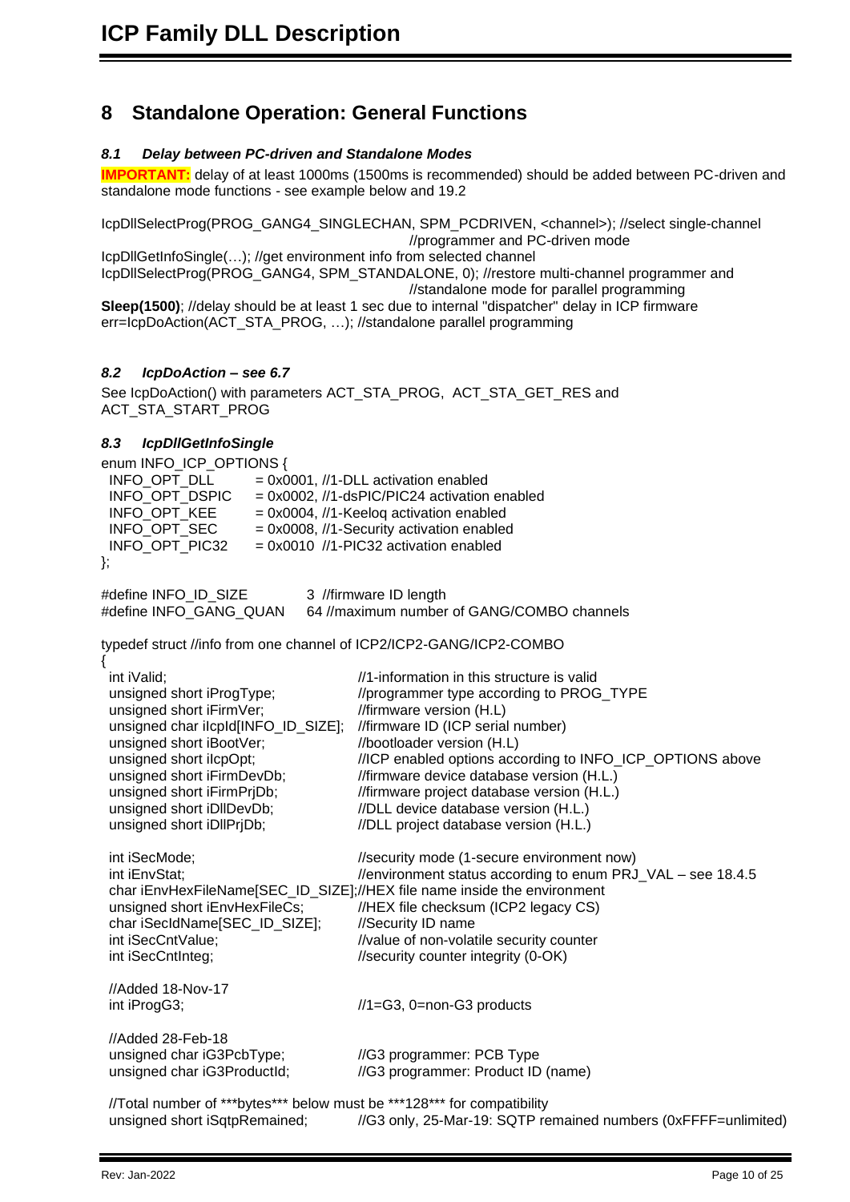# 8 Standalone Operation: General Functions

### *8.1 Delay between PC-driven and Standalone Modes*

**IMPORTANT:** delay of at least 1000ms (1500ms is recommended) should be added between PC-driven and standalone mode functions - see example below and 19.2

```
IcpDllSelectProg(PROG_GANG4_SINGLECHAN, SPM_PCDRIVEN, <channel>); //select single-channel
                                                  //programmer and PC-driven mode
IcpDllGetInfoSingle(…); //get environment info from selected channel
IcpDllSelectProg(PROG_GANG4, SPM_STANDALONE, 0); //restore multi-channel programmer and
                                                  //standalone mode for parallel programming
Sleep(1500); //delay should be at least 1 sec due to internal "dispatcher" delay in ICP firmware
err=IcpDoAction(ACT_STA_PROG, …); //standalone parallel programming
```

### *8.2 IcpDoAction – see 6.7*

See IcpDoAction() with parameters ACT_STA_PROG, ACT_STA_GET_RES and ACT_STA_START_PROG

### *8.3 IcpDllGetInfoSingle*

```
enum INFO_ICP_OPTIONS {
  INFO_OPT_DLL      = 0x0001, //1-DLL activation enabled
  INFO_OPT_DSPIC    = 0x0002, //1-dsPIC/PIC24 activation enabled
  INFO_OPT_KEE      = 0x0004, //1-Keeloq activation enabled
  INFO_OPT_SEC      = 0x0008, //1-Security activation enabled
  INFO_OPT_PIC32    = 0x0010  //1-PIC32 activation enabled
};

#define INFO_ID_SIZE         3  //firmware ID length
#define INFO_GANG_QUAN       64 //maximum number of GANG/COMBO channels

typedef struct //info from one channel of ICP2/ICP2-GANG/ICP2-COMBO
{
  int iValid;                          //1-information in this structure is valid
  unsigned short iProgType;            //programmer type according to PROG_TYPE
  unsigned short iFirmVer;             //firmware version (H.L)
  unsigned char iIcpId[INFO_ID_SIZE];  //firmware ID (ICP serial number)
  unsigned short iBootVer;             //bootloader version (H.L)
  unsigned short iIcpOpt;              //ICP enabled options according to INFO_ICP_OPTIONS above
  unsigned short iFirmDevDb;           //firmware device database version (H.L.)
  unsigned short iFirmPrjDb;           //firmware project database version (H.L.)
  unsigned short iDllDevDb;            //DLL device database version (H.L.)
  unsigned short iDllPrjDb;            //DLL project database version (H.L.)

  int iSecMode;                        //security mode (1-secure environment now)
  int iEnvStat;                        //environment status according to enum PRJ_VAL – see 18.4.5
  char iEnvHexFileName[SEC_ID_SIZE];//HEX file name inside the environment
  unsigned short iEnvHexFileCs;        //HEX file checksum (ICP2 legacy CS)
  char iSecIdName[SEC_ID_SIZE];        //Security ID name
  int iSecCntValue;                    //value of non-volatile security counter
  int iSecCntInteg;                    //security counter integrity (0-OK)

  //Added 18-Nov-17
  int iProgG3;                         //1=G3, 0=non-G3 products

  //Added 28-Feb-18
  unsigned char iG3PcbType;            //G3 programmer: PCB Type
  unsigned char iG3ProductId;          //G3 programmer: Product ID (name)

  //Total number of ***bytes*** below must be ***128*** for compatibility
  unsigned short iSqtpRemained;        //G3 only, 25-Mar-19: SQTP remained numbers (0xFFFF=unlimited)
```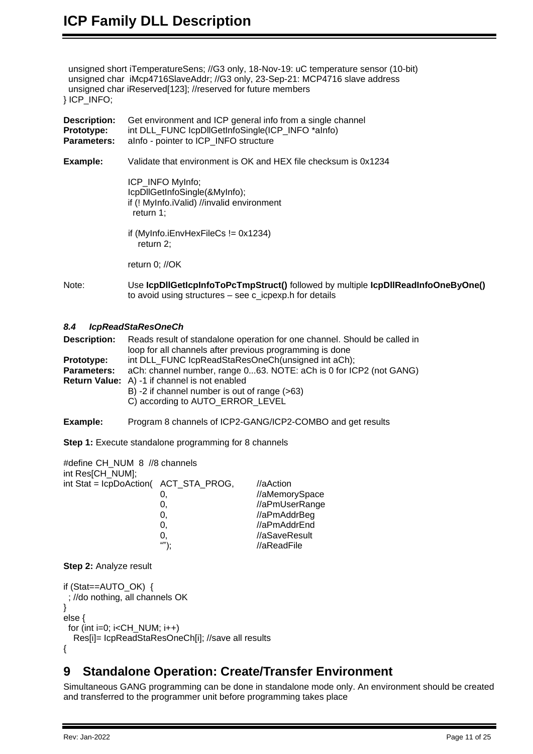```
  unsigned short iTemperatureSens; //G3 only, 18-Nov-19: uC temperature sensor (10-bit)
  unsigned char  iMcp4716SlaveAddr; //G3 only, 23-Sep-21: MCP4716 slave address
  unsigned char iReserved[123]; //reserved for future members
} ICP_INFO;
```

**Description:** Get environment and ICP general info from a single channel
**Prototype:** int DLL_FUNC IcpDllGetInfoSingle(ICP_INFO *aInfo)
**Parameters:** aInfo - pointer to ICP_INFO structure

**Example:** Validate that environment is OK and HEX file checksum is 0x1234

```
ICP_INFO MyInfo;
IcpDllGetInfoSingle(&MyInfo);
if (! MyInfo.iValid) //invalid environment
  return 1;

if (MyInfo.iEnvHexFileCs != 0x1234)
    return 2;

return 0; //OK
```

Note: Use **IcpDllGetIcpInfoToPcTmpStruct()** followed by multiple **IcpDllReadInfoOneByOne()** to avoid using structures – see c_icpexp.h for details

### *8.4 IcpReadStaResOneCh*

**Description:** Reads result of standalone operation for one channel. Should be called in loop for all channels after previous programming is done
**Prototype:** int DLL_FUNC IcpReadStaResOneCh(unsigned int aCh);
**Parameters:** aCh: channel number, range 0...63. NOTE: aCh is 0 for ICP2 (not GANG)
**Return Value:** A) -1 if channel is not enabled
B) -2 if channel number is out of range (>63)
C) according to AUTO_ERROR_LEVEL

**Example:** Program 8 channels of ICP2-GANG/ICP2-COMBO and get results

**Step 1:** Execute standalone programming for 8 channels

```
#define CH_NUM  8  //8 channels
int Res[CH_NUM];
int Stat = IcpDoAction(  ACT_STA_PROG,        //aAction
                         0,                   //aMemorySpace
                         0,                   //aPmUserRange
                         0,                   //aPmAddrBeg
                         0,                   //aPmAddrEnd
                         0,                   //aSaveResult
                         "");                 //aReadFile
```

**Step 2:** Analyze result

```
if (Stat==AUTO_OK)  {
  ; //do nothing, all channels OK
}
else {
  for (int i=0; i<CH_NUM; i++)
    Res[i]= IcpReadStaResOneCh[i]; //save all results
{
```

## 9 Standalone Operation: Create/Transfer Environment

Simultaneous GANG programming can be done in standalone mode only. An environment should be created and transferred to the programmer unit before programming takes place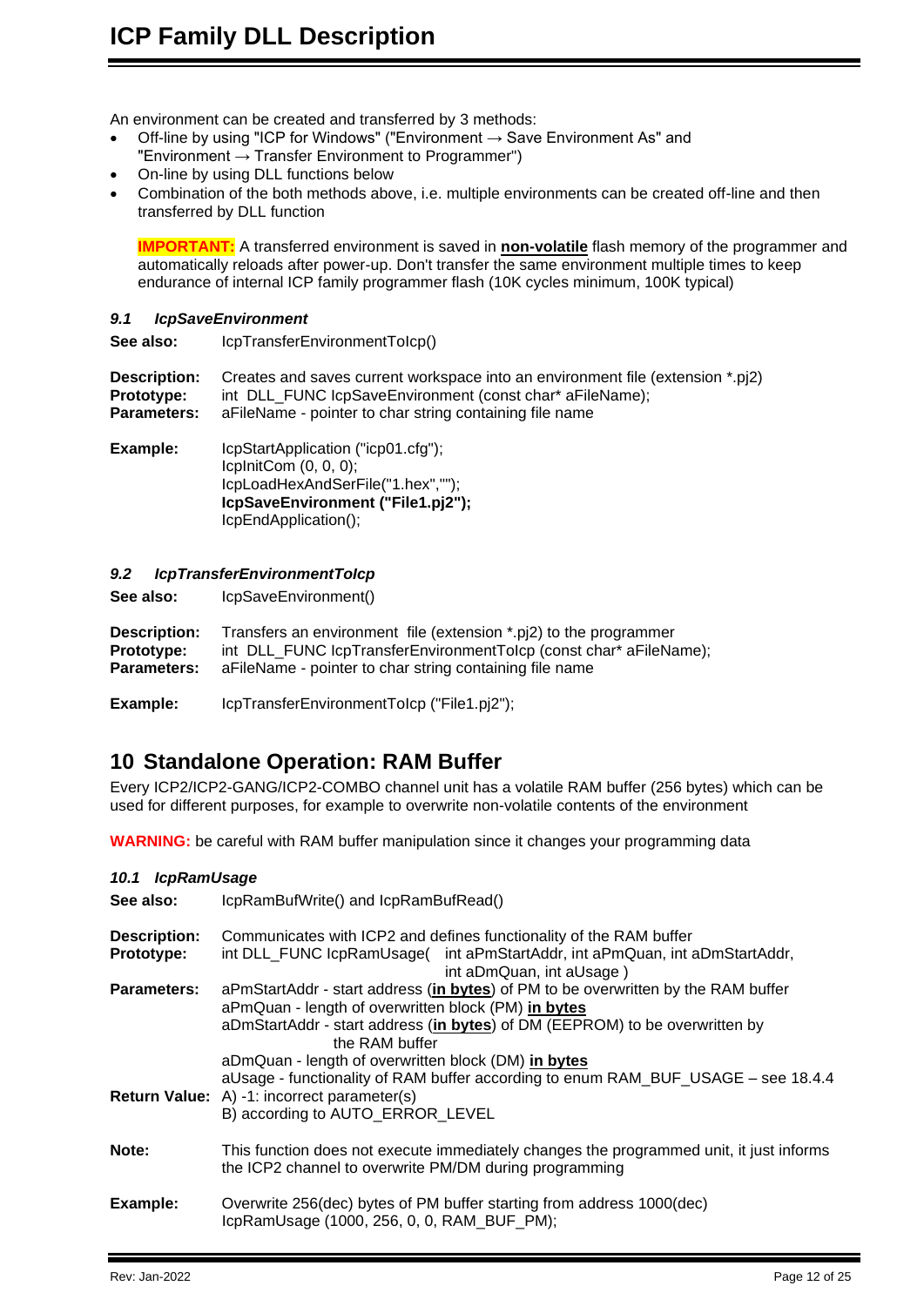An environment can be created and transferred by 3 methods:

- Off-line by using "ICP for Windows" ("Environment → Save Environment As" and "Environment → Transfer Environment to Programmer")
- On-line by using DLL functions below
- Combination of the both methods above, i.e. multiple environments can be created off-line and then transferred by DLL function

**IMPORTANT:** A transferred environment is saved in **non-volatile** flash memory of the programmer and automatically reloads after power-up. Don't transfer the same environment multiple times to keep endurance of internal ICP family programmer flash (10K cycles minimum, 100K typical)

### *9.1 IcpSaveEnvironment*

**See also:** IcpTransferEnvironmentToIcp()

**Description:** Creates and saves current workspace into an environment file (extension *.pj2)
**Prototype:** int DLL_FUNC IcpSaveEnvironment (const char* aFileName);
**Parameters:** aFileName - pointer to char string containing file name

**Example:**

```
IcpStartApplication ("icp01.cfg");
IcpInitCom (0, 0, 0);
IcpLoadHexAndSerFile("1.hex","");
IcpSaveEnvironment ("File1.pj2");
IcpEndApplication();
```

### *9.2 IcpTransferEnvironmentToIcp*

**See also:** IcpSaveEnvironment()

**Description:** Transfers an environment file (extension *.pj2) to the programmer
**Prototype:** int DLL_FUNC IcpTransferEnvironmentToIcp (const char* aFileName);
**Parameters:** aFileName - pointer to char string containing file name

**Example:** IcpTransferEnvironmentToIcp ("File1.pj2");

## 10 Standalone Operation: RAM Buffer

Every ICP2/ICP2-GANG/ICP2-COMBO channel unit has a volatile RAM buffer (256 bytes) which can be used for different purposes, for example to overwrite non-volatile contents of the environment

**WARNING:** be careful with RAM buffer manipulation since it changes your programming data

### *10.1 IcpRamUsage*

**See also:** IcpRamBufWrite() and IcpRamBufRead()

**Description:** Communicates with ICP2 and defines functionality of the RAM buffer
**Prototype:** int DLL_FUNC IcpRamUsage( int aPmStartAddr, int aPmQuan, int aDmStartAddr, int aDmQuan, int aUsage )
**Parameters:** aPmStartAddr - start address (**in bytes**) of PM to be overwritten by the RAM buffer
aPmQuan - length of overwritten block (PM) **in bytes**
aDmStartAddr - start address (**in bytes**) of DM (EEPROM) to be overwritten by the RAM buffer
aDmQuan - length of overwritten block (DM) **in bytes**
aUsage - functionality of RAM buffer according to enum RAM_BUF_USAGE – see 18.4.4
**Return Value:** A) -1: incorrect parameter(s)
B) according to AUTO_ERROR_LEVEL

**Note:** This function does not execute immediately changes the programmed unit, it just informs the ICP2 channel to overwrite PM/DM during programming

**Example:** Overwrite 256(dec) bytes of PM buffer starting from address 1000(dec)
IcpRamUsage (1000, 256, 0, 0, RAM_BUF_PM);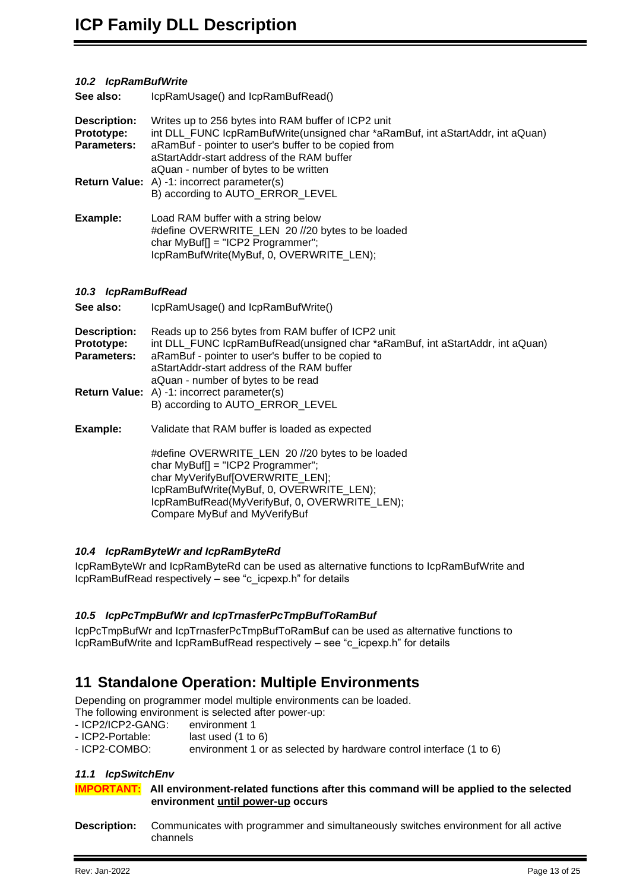### *10.2 IcpRamBufWrite*

**See also:** IcpRamUsage() and IcpRamBufRead()

**Description:** Writes up to 256 bytes into RAM buffer of ICP2 unit
**Prototype:** int DLL_FUNC IcpRamBufWrite(unsigned char *aRamBuf, int aStartAddr, int aQuan)
**Parameters:** aRamBuf - pointer to user's buffer to be copied from
aStartAddr-start address of the RAM buffer
aQuan - number of bytes to be written
**Return Value:** A) -1: incorrect parameter(s)
B) according to AUTO_ERROR_LEVEL

**Example:** Load RAM buffer with a string below

```
#define OVERWRITE_LEN  20 //20 bytes to be loaded
char MyBuf[] = "ICP2 Programmer";
IcpRamBufWrite(MyBuf, 0, OVERWRITE_LEN);
```

### *10.3 IcpRamBufRead*

**See also:** IcpRamUsage() and IcpRamBufWrite()

**Description:** Reads up to 256 bytes from RAM buffer of ICP2 unit
**Prototype:** int DLL_FUNC IcpRamBufRead(unsigned char *aRamBuf, int aStartAddr, int aQuan)
**Parameters:** aRamBuf - pointer to user's buffer to be copied to
aStartAddr-start address of the RAM buffer
aQuan - number of bytes to be read
**Return Value:** A) -1: incorrect parameter(s)
B) according to AUTO_ERROR_LEVEL

**Example:** Validate that RAM buffer is loaded as expected

```
#define OVERWRITE_LEN  20 //20 bytes to be loaded
char MyBuf[] = "ICP2 Programmer";
char MyVerifyBuf[OVERWRITE_LEN];
IcpRamBufWrite(MyBuf, 0, OVERWRITE_LEN);
IcpRamBufRead(MyVerifyBuf, 0, OVERWRITE_LEN);
Compare MyBuf and MyVerifyBuf
```

### *10.4 IcpRamByteWr and IcpRamByteRd*

IcpRamByteWr and IcpRamByteRd can be used as alternative functions to IcpRamBufWrite and IcpRamBufRead respectively – see "c_icpexp.h" for details

### *10.5 IcpPcTmpBufWr and IcpTrnasferPcTmpBufToRamBuf*

IcpPcTmpBufWr and IcpTrnasferPcTmpBufToRamBuf can be used as alternative functions to IcpRamBufWrite and IcpRamBufRead respectively – see "c_icpexp.h" for details

## 11 Standalone Operation: Multiple Environments

Depending on programmer model multiple environments can be loaded.
The following environment is selected after power-up:

- ICP2/ICP2-GANG: environment 1
- ICP2-Portable: last used (1 to 6)
- ICP2-COMBO: environment 1 or as selected by hardware control interface (1 to 6)

### *11.1 IcpSwitchEnv*

**IMPORTANT:** **All environment-related functions after this command will be applied to the selected environment until power-up occurs**

**Description:** Communicates with programmer and simultaneously switches environment for all active channels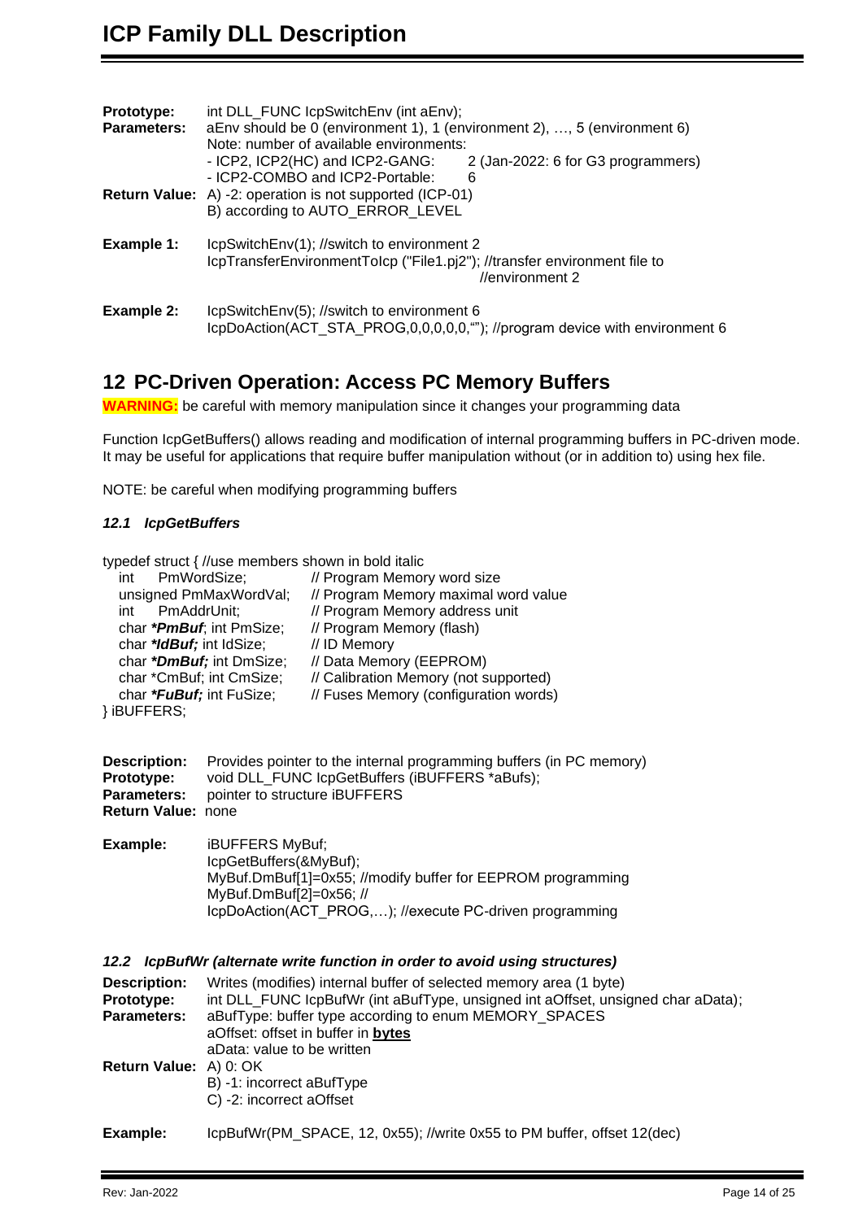**Prototype:** int DLL_FUNC IcpSwitchEnv (int aEnv);
**Parameters:** aEnv should be 0 (environment 1), 1 (environment 2), …, 5 (environment 6)
Note: number of available environments:
- ICP2, ICP2(HC) and ICP2-GANG: 2 (Jan-2022: 6 for G3 programmers)
- ICP2-COMBO and ICP2-Portable: 6

**Return Value:** A) -2: operation is not supported (ICP-01)
B) according to AUTO_ERROR_LEVEL

**Example 1:**
```
IcpSwitchEnv(1); //switch to environment 2
IcpTransferEnvironmentToIcp ("File1.pj2"); //transfer environment file to
                                           //environment 2
```

**Example 2:**
```
IcpSwitchEnv(5); //switch to environment 6
IcpDoAction(ACT_STA_PROG,0,0,0,0,0,“”); //program device with environment 6
```

## 12 PC-Driven Operation: Access PC Memory Buffers

**WARNING:** be careful with memory manipulation since it changes your programming data

Function IcpGetBuffers() allows reading and modification of internal programming buffers in PC-driven mode. It may be useful for applications that require buffer manipulation without (or in addition to) using hex file.

NOTE: be careful when modifying programming buffers

### *12.1 IcpGetBuffers*

```
typedef struct { //use members shown in bold italic
   int    PmWordSize;          // Program Memory word size
   unsigned PmMaxWordVal;      // Program Memory maximal word value
   int    PmAddrUnit;          // Program Memory address unit
   char *PmBuf; int PmSize;    // Program Memory (flash)
   char *IdBuf; int IdSize;    // ID Memory
   char *DmBuf; int DmSize;    // Data Memory (EEPROM)
   char *CmBuf; int CmSize;    // Calibration Memory (not supported)
   char *FuBuf; int FuSize;    // Fuses Memory (configuration words)
} iBUFFERS;
```

**Description:** Provides pointer to the internal programming buffers (in PC memory)
**Prototype:** void DLL_FUNC IcpGetBuffers (iBUFFERS *aBufs);
**Parameters:** pointer to structure iBUFFERS
**Return Value:** none

**Example:**
```
iBUFFERS MyBuf;
IcpGetBuffers(&MyBuf);
MyBuf.DmBuf[1]=0x55; //modify buffer for EEPROM programming
MyBuf.DmBuf[2]=0x56; //
IcpDoAction(ACT_PROG,…); //execute PC-driven programming
```

### *12.2 IcpBufWr (alternate write function in order to avoid using structures)*

**Description:** Writes (modifies) internal buffer of selected memory area (1 byte)
**Prototype:** int DLL_FUNC IcpBufWr (int aBufType, unsigned int aOffset, unsigned char aData);
**Parameters:** aBufType: buffer type according to enum MEMORY_SPACES
aOffset: offset in buffer in **bytes**
aData: value to be written

**Return Value:** A) 0: OK
B) -1: incorrect aBufType
C) -2: incorrect aOffset

**Example:**
```
IcpBufWr(PM_SPACE, 12, 0x55); //write 0x55 to PM buffer, offset 12(dec)
```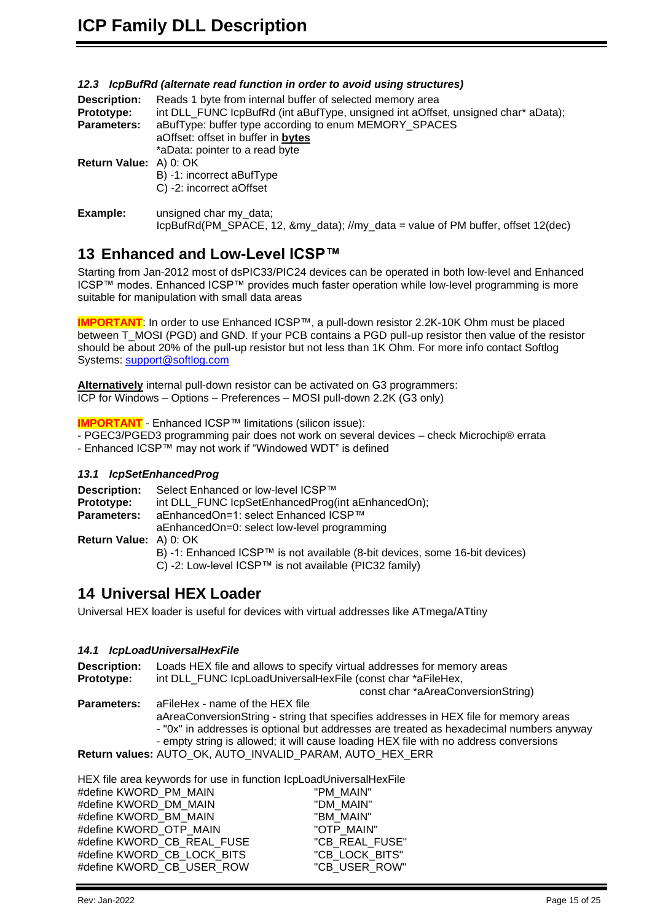### *12.3 IcpBufRd (alternate read function in order to avoid using structures)*

**Description:** Reads 1 byte from internal buffer of selected memory area
**Prototype:** int DLL_FUNC IcpBufRd (int aBufType, unsigned int aOffset, unsigned char* aData);
**Parameters:** aBufType: buffer type according to enum MEMORY_SPACES
aOffset: offset in buffer in **bytes**
*aData: pointer to a read byte
**Return Value:** A) 0: OK
B) -1: incorrect aBufType
C) -2: incorrect aOffset

**Example:** unsigned char my_data;
IcpBufRd(PM_SPACE, 12, &my_data); //my_data = value of PM buffer, offset 12(dec)

## 13 Enhanced and Low-Level ICSP™

Starting from Jan-2012 most of dsPIC33/PIC24 devices can be operated in both low-level and Enhanced ICSP™ modes. Enhanced ICSP™ provides much faster operation while low-level programming is more suitable for manipulation with small data areas

**IMPORTANT**: In order to use Enhanced ICSP™, a pull-down resistor 2.2K-10K Ohm must be placed between T_MOSI (PGD) and GND. If your PCB contains a PGD pull-up resistor then value of the resistor should be about 20% of the pull-up resistor but not less than 1K Ohm. For more info contact Softlog Systems: support@softlog.com

**Alternatively** internal pull-down resistor can be activated on G3 programmers:
ICP for Windows – Options – Preferences – MOSI pull-down 2.2K (G3 only)

**IMPORTANT** - Enhanced ICSP™ limitations (silicon issue):
- PGEC3/PGED3 programming pair does not work on several devices – check Microchip® errata
- Enhanced ICSP™ may not work if "Windowed WDT" is defined

### *13.1 IcpSetEnhancedProg*

**Description:** Select Enhanced or low-level ICSP™
**Prototype:** int DLL_FUNC IcpSetEnhancedProg(int aEnhancedOn);
**Parameters:** aEnhancedOn=1: select Enhanced ICSP™
aEnhancedOn=0: select low-level programming
**Return Value:** A) 0: OK
B) -1: Enhanced ICSP™ is not available (8-bit devices, some 16-bit devices)
C) -2: Low-level ICSP™ is not available (PIC32 family)

## 14 Universal HEX Loader

Universal HEX loader is useful for devices with virtual addresses like ATmega/ATtiny

### *14.1 IcpLoadUniversalHexFile*

**Description:** Loads HEX file and allows to specify virtual addresses for memory areas
**Prototype:** int DLL_FUNC IcpLoadUniversalHexFile (const char *aFileHex,
const char *aAreaConversionString)
**Parameters:** aFileHex - name of the HEX file
aAreaConversionString - string that specifies addresses in HEX file for memory areas
- "0x" in addresses is optional but addresses are treated as hexadecimal numbers anyway
- empty string is allowed; it will cause loading HEX file with no address conversions
**Return values:** AUTO_OK, AUTO_INVALID_PARAM, AUTO_HEX_ERR

HEX file area keywords for use in function IcpLoadUniversalHexFile

```
#define KWORD_PM_MAIN           "PM_MAIN"
#define KWORD_DM_MAIN           "DM_MAIN"
#define KWORD_BM_MAIN           "BM_MAIN"
#define KWORD_OTP_MAIN          "OTP_MAIN"
#define KWORD_CB_REAL_FUSE      "CB_REAL_FUSE"
#define KWORD_CB_LOCK_BITS      "CB_LOCK_BITS"
#define KWORD_CB_USER_ROW       "CB_USER_ROW"
```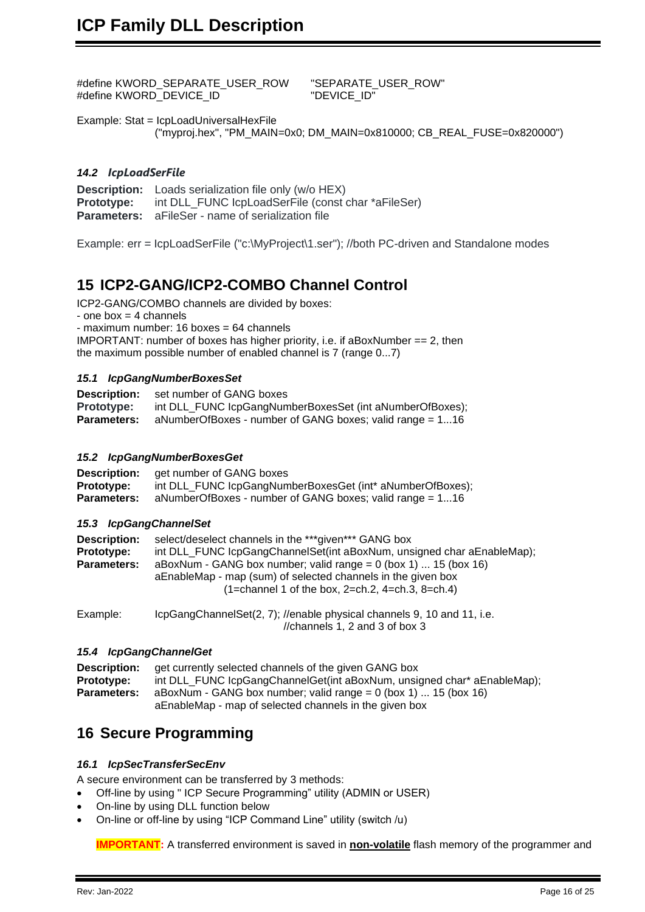```
#define KWORD_SEPARATE_USER_ROW     "SEPARATE_USER_ROW"
#define KWORD_DEVICE_ID             "DEVICE_ID"
```

Example: Stat = IcpLoadUniversalHexFile
("myproj.hex", "PM_MAIN=0x0; DM_MAIN=0x810000; CB_REAL_FUSE=0x820000")

### *14.2 IcpLoadSerFile*

**Description:** Loads serialization file only (w/o HEX)
**Prototype:** int DLL_FUNC IcpLoadSerFile (const char *aFileSer)
**Parameters:** aFileSer - name of serialization file

Example: err = IcpLoadSerFile ("c:\MyProject\1.ser"); //both PC-driven and Standalone modes

## 15 ICP2-GANG/ICP2-COMBO Channel Control

ICP2-GANG/COMBO channels are divided by boxes:
- one box = 4 channels
- maximum number: 16 boxes = 64 channels
IMPORTANT: number of boxes has higher priority, i.e. if aBoxNumber == 2, then the maximum possible number of enabled channel is 7 (range 0...7)

### *15.1 IcpGangNumberBoxesSet*

**Description:** set number of GANG boxes
**Prototype:** int DLL_FUNC IcpGangNumberBoxesSet (int aNumberOfBoxes);
**Parameters:** aNumberOfBoxes - number of GANG boxes; valid range = 1...16

### *15.2 IcpGangNumberBoxesGet*

**Description:** get number of GANG boxes
**Prototype:** int DLL_FUNC IcpGangNumberBoxesGet (int* aNumberOfBoxes);
**Parameters:** aNumberOfBoxes - number of GANG boxes; valid range = 1...16

### *15.3 IcpGangChannelSet*

**Description:** select/deselect channels in the ***given*** GANG box
**Prototype:** int DLL_FUNC IcpGangChannelSet(int aBoxNum, unsigned char aEnableMap);
**Parameters:** aBoxNum - GANG box number; valid range = 0 (box 1) ... 15 (box 16)
aEnableMap - map (sum) of selected channels in the given box
(1=channel 1 of the box, 2=ch.2, 4=ch.3, 8=ch.4)

Example: IcpGangChannelSet(2, 7); //enable physical channels 9, 10 and 11, i.e.
//channels 1, 2 and 3 of box 3

### *15.4 IcpGangChannelGet*

**Description:** get currently selected channels of the given GANG box
**Prototype:** int DLL_FUNC IcpGangChannelGet(int aBoxNum, unsigned char* aEnableMap);
**Parameters:** aBoxNum - GANG box number; valid range = 0 (box 1) ... 15 (box 16)
aEnableMap - map of selected channels in the given box

## 16 Secure Programming

### *16.1 IcpSecTransferSecEnv*

A secure environment can be transferred by 3 methods:

- Off-line by using " ICP Secure Programming" utility (ADMIN or USER)
- On-line by using DLL function below
- On-line or off-line by using "ICP Command Line" utility (switch /u)

**IMPORTANT:** A transferred environment is saved in **non-volatile** flash memory of the programmer and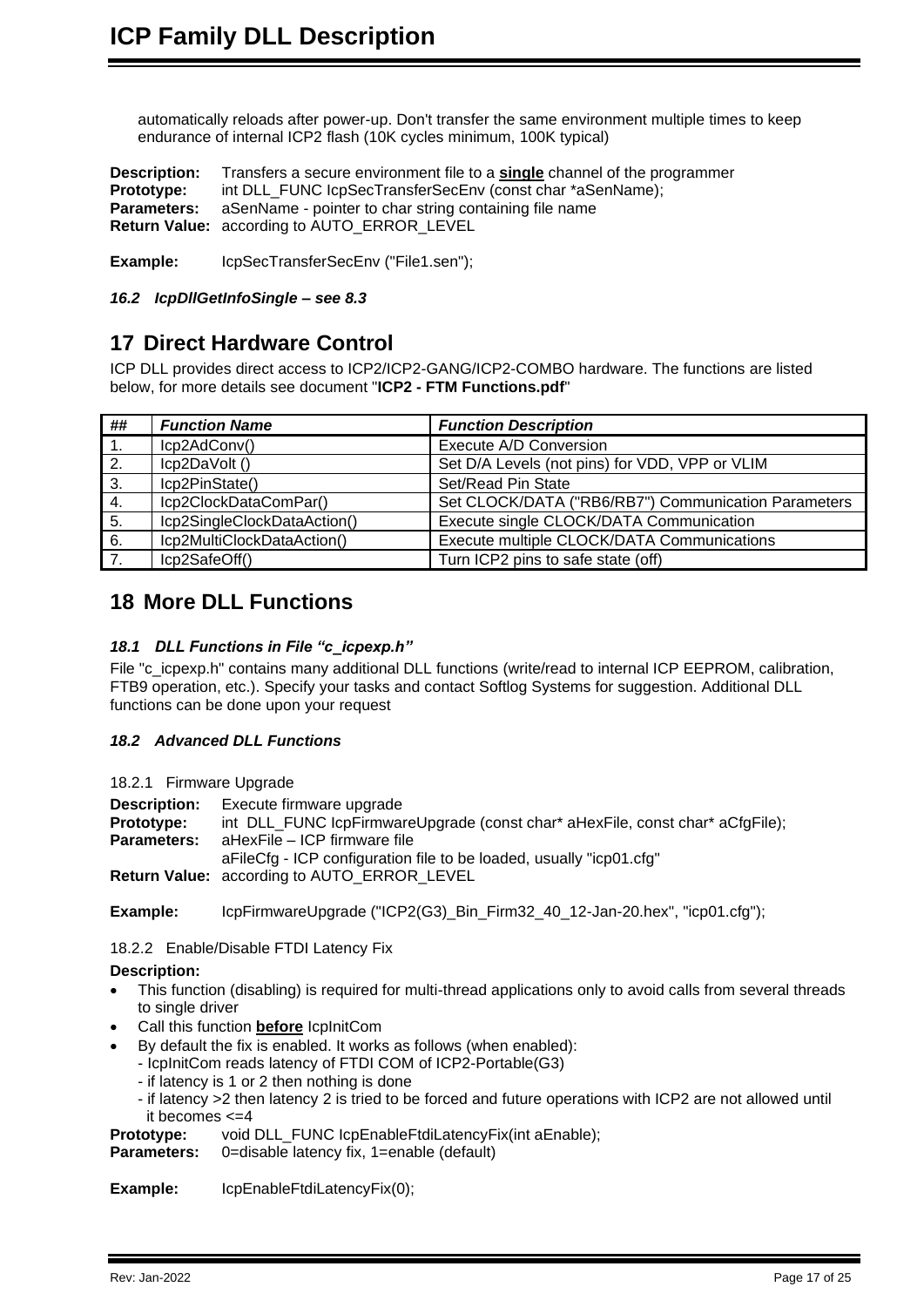automatically reloads after power-up. Don't transfer the same environment multiple times to keep endurance of internal ICP2 flash (10K cycles minimum, 100K typical)

**Description:** Transfers a secure environment file to a **single** channel of the programmer
**Prototype:** int DLL_FUNC IcpSecTransferSecEnv (const char *aSenName);
**Parameters:** aSenName - pointer to char string containing file name
**Return Value:** according to AUTO_ERROR_LEVEL

**Example:** IcpSecTransferSecEnv ("File1.sen");

### *16.2 IcpDllGetInfoSingle – see 8.3*

## 17 Direct Hardware Control

ICP DLL provides direct access to ICP2/ICP2-GANG/ICP2-COMBO hardware. The functions are listed below, for more details see document "**ICP2 - FTM Functions.pdf**"

| *##* | *Function Name* | *Function Description* |
|---|---|---|
| 1. | Icp2AdConv() | Execute A/D Conversion |
| 2. | Icp2DaVolt () | Set D/A Levels (not pins) for VDD, VPP or VLIM |
| 3. | Icp2PinState() | Set/Read Pin State |
| 4. | Icp2ClockDataComPar() | Set CLOCK/DATA ("RB6/RB7") Communication Parameters |
| 5. | Icp2SingleClockDataAction() | Execute single CLOCK/DATA Communication |
| 6. | Icp2MultiClockDataAction() | Execute multiple CLOCK/DATA Communications |
| 7. | Icp2SafeOff() | Turn ICP2 pins to safe state (off) |

## 18 More DLL Functions

### *18.1 DLL Functions in File "c_icpexp.h"*

File "c_icpexp.h" contains many additional DLL functions (write/read to internal ICP EEPROM, calibration, FTB9 operation, etc.). Specify your tasks and contact Softlog Systems for suggestion. Additional DLL functions can be done upon your request

### *18.2 Advanced DLL Functions*

#### 18.2.1 Firmware Upgrade

**Description:** Execute firmware upgrade
**Prototype:** int DLL_FUNC IcpFirmwareUpgrade (const char* aHexFile, const char* aCfgFile);
**Parameters:** aHexFile – ICP firmware file
aFileCfg - ICP configuration file to be loaded, usually "icp01.cfg"
**Return Value:** according to AUTO_ERROR_LEVEL

**Example:** IcpFirmwareUpgrade ("ICP2(G3)_Bin_Firm32_40_12-Jan-20.hex", "icp01.cfg");

#### 18.2.2 Enable/Disable FTDI Latency Fix

**Description:**

- This function (disabling) is required for multi-thread applications only to avoid calls from several threads to single driver
- Call this function **before** IcpInitCom
- By default the fix is enabled. It works as follows (when enabled):
  - IcpInitCom reads latency of FTDI COM of ICP2-Portable(G3)
  - if latency is 1 or 2 then nothing is done
  - if latency >2 then latency 2 is tried to be forced and future operations with ICP2 are not allowed until it becomes <=4

**Prototype:** void DLL_FUNC IcpEnableFtdiLatencyFix(int aEnable);
**Parameters:** 0=disable latency fix, 1=enable (default)

**Example:** IcpEnableFtdiLatencyFix(0);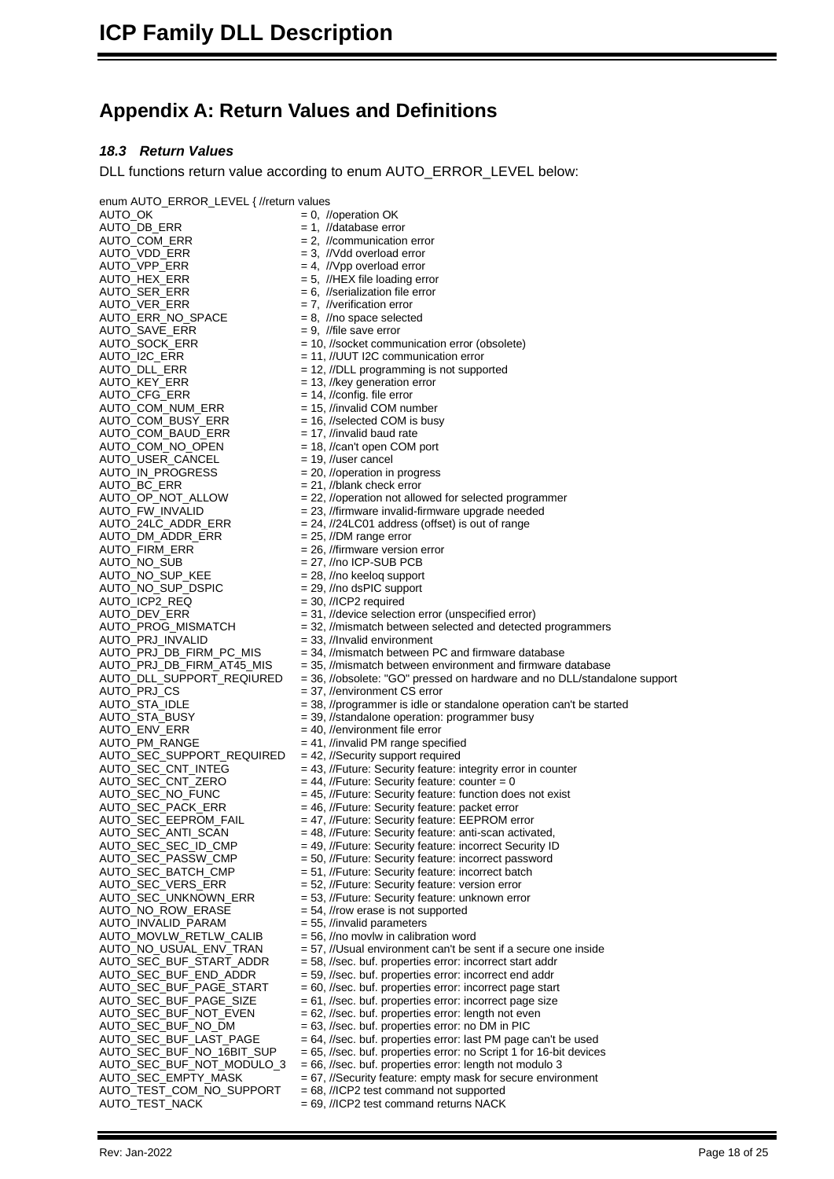# Appendix A: Return Values and Definitions

### *18.3 Return Values*

DLL functions return value according to enum AUTO_ERROR_LEVEL below:

```
enum AUTO_ERROR_LEVEL { //return values
AUTO_OK                      = 0,  //operation OK
AUTO_DB_ERR                  = 1,  //database error
AUTO_COM_ERR                 = 2,  //communication error
AUTO_VDD_ERR                 = 3,  //Vdd overload error
AUTO_VPP_ERR                 = 4,  //Vpp overload error
AUTO_HEX_ERR                 = 5,  //HEX file loading error
AUTO_SER_ERR                 = 6,  //serialization file error
AUTO_VER_ERR                 = 7,  //verification error
AUTO_ERR_NO_SPACE            = 8,  //no space selected
AUTO_SAVE_ERR                = 9,  //file save error
AUTO_SOCK_ERR                = 10, //socket communication error (obsolete)
AUTO_I2C_ERR                 = 11, //UUT I2C communication error
AUTO_DLL_ERR                 = 12, //DLL programming is not supported
AUTO_KEY_ERR                 = 13, //key generation error
AUTO_CFG_ERR                 = 14, //config. file error
AUTO_COM_NUM_ERR             = 15, //invalid COM number
AUTO_COM_BUSY_ERR            = 16, //selected COM is busy
AUTO_COM_BAUD_ERR            = 17, //invalid baud rate
AUTO_COM_NO_OPEN             = 18, //can't open COM port
AUTO_USER_CANCEL             = 19, //user cancel
AUTO_IN_PROGRESS             = 20, //operation in progress
AUTO_BC_ERR                  = 21, //blank check error
AUTO_OP_NOT_ALLOW            = 22, //operation not allowed for selected programmer
AUTO_FW_INVALID              = 23, //firmware invalid-firmware upgrade needed
AUTO_24LC_ADDR_ERR           = 24, //24LC01 address (offset) is out of range
AUTO_DM_ADDR_ERR             = 25, //DM range error
AUTO_FIRM_ERR                = 26, //firmware version error
AUTO_NO_SUB                  = 27, //no ICP-SUB PCB
AUTO_NO_SUP_KEE              = 28, //no keeloq support
AUTO_NO_SUP_DSPIC            = 29, //no dsPIC support
AUTO_ICP2_REQ                = 30, //ICP2 required
AUTO_DEV_ERR                 = 31, //device selection error (unspecified error)
AUTO_PROG_MISMATCH           = 32, //mismatch between selected and detected programmers
AUTO_PRJ_INVALID             = 33, //Invalid environment
AUTO_PRJ_DB_FIRM_PC_MIS      = 34, //mismatch between PC and firmware database
AUTO_PRJ_DB_FIRM_AT45_MIS    = 35, //mismatch between environment and firmware database
AUTO_DLL_SUPPORT_REQUIRED    = 36, //obsolete: "GO" pressed on hardware and no DLL/standalone support
AUTO_PRJ_CS                  = 37, //environment CS error
AUTO_STA_IDLE                = 38, //programmer is idle or standalone operation can't be started
AUTO_STA_BUSY                = 39, //standalone operation: programmer busy
AUTO_ENV_ERR                 = 40, //environment file error
AUTO_PM_RANGE                = 41, //invalid PM range specified
AUTO_SEC_SUPPORT_REQUIRED    = 42, //Security support required
AUTO_SEC_CNT_INTEG           = 43, //Future: Security feature: integrity error in counter
AUTO_SEC_CNT_ZERO            = 44, //Future: Security feature: counter = 0
AUTO_SEC_NO_FUNC             = 45, //Future: Security feature: function does not exist
AUTO_SEC_PACK_ERR            = 46, //Future: Security feature: packet error
AUTO_SEC_EEPROM_FAIL         = 47, //Future: Security feature: EEPROM error
AUTO_SEC_ANTI_SCAN           = 48, //Future: Security feature: anti-scan activated,
AUTO_SEC_SEC_ID_CMP          = 49, //Future: Security feature: incorrect Security ID
AUTO_SEC_PASSW_CMP           = 50, //Future: Security feature: incorrect password
AUTO_SEC_BATCH_CMP           = 51, //Future: Security feature: incorrect batch
AUTO_SEC_VERS_ERR            = 52, //Future: Security feature: version error
AUTO_SEC_UNKNOWN_ERR         = 53, //Future: Security feature: unknown error
AUTO_NO_ROW_ERASE            = 54, //row erase is not supported
AUTO_INVALID_PARAM           = 55, //invalid parameters
AUTO_MOVLW_RETLW_CALIB       = 56, //no movlw in calibration word
AUTO_NO_USUAL_ENV_TRAN       = 57, //Usual environment can't be sent if a secure one inside
AUTO_SEC_BUF_START_ADDR      = 58, //sec. buf. properties error: incorrect start addr
AUTO_SEC_BUF_END_ADDR        = 59, //sec. buf. properties error: incorrect end addr
AUTO_SEC_BUF_PAGE_START      = 60, //sec. buf. properties error: incorrect page start
AUTO_SEC_BUF_PAGE_SIZE       = 61, //sec. buf. properties error: incorrect page size
AUTO_SEC_BUF_NOT_EVEN        = 62, //sec. buf. properties error: length not even
AUTO_SEC_BUF_NO_DM           = 63, //sec. buf. properties error: no DM in PIC
AUTO_SEC_BUF_LAST_PAGE       = 64, //sec. buf. properties error: last PM page can't be used
AUTO_SEC_BUF_NO_16BIT_SUP    = 65, //sec. buf. properties error: no Script 1 for 16-bit devices
AUTO_SEC_BUF_NOT_MODULO_3    = 66, //sec. buf. properties error: length not modulo 3
AUTO_SEC_EMPTY_MASK          = 67, //Security feature: empty mask for secure environment
AUTO_TEST_COM_NO_SUPPORT     = 68, //ICP2 test command not supported
AUTO_TEST_NACK               = 69, //ICP2 test command returns NACK
```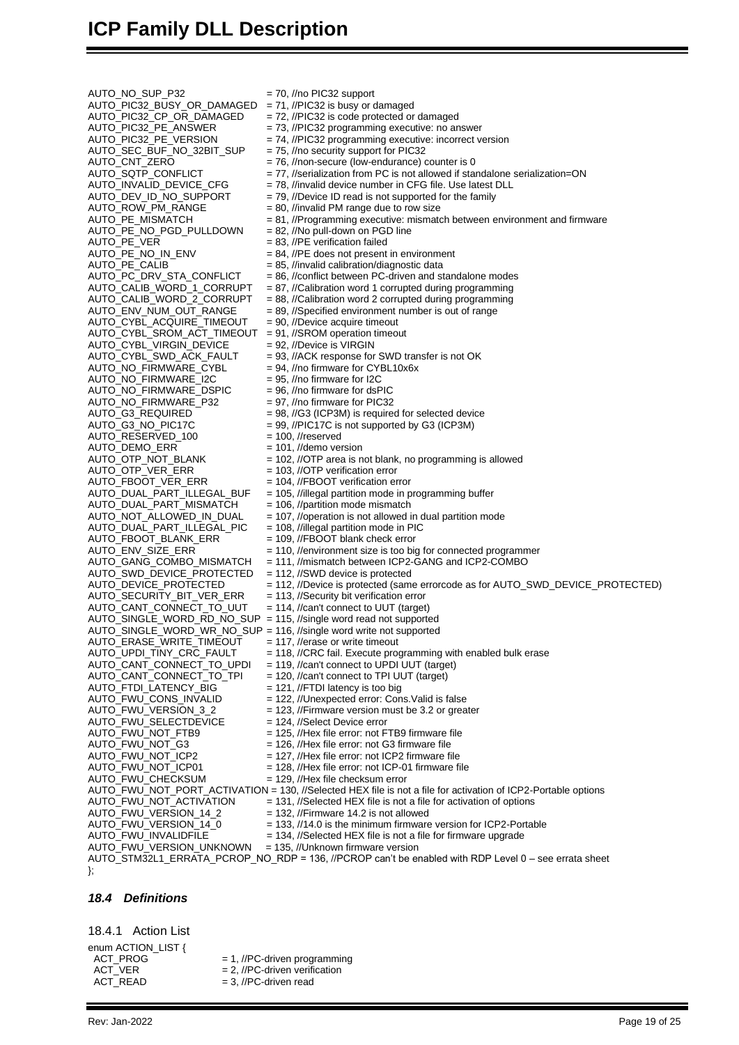```
AUTO_NO_SUP_P32              = 70, //no PIC32 support
AUTO_PIC32_BUSY_OR_DAMAGED   = 71, //PIC32 is busy or damaged
AUTO_PIC32_CP_OR_DAMAGED     = 72, //PIC32 is code protected or damaged
AUTO_PIC32_PE_ANSWER         = 73, //PIC32 programming executive: no answer
AUTO_PIC32_PE_VERSION        = 74, //PIC32 programming executive: incorrect version
AUTO_SEC_BUF_NO_32BIT_SUP    = 75, //no security support for PIC32
AUTO_CNT_ZERO                = 76, //non-secure (low-endurance) counter is 0
AUTO_SQTP_CONFLICT           = 77, //serialization from PC is not allowed if standalone serialization=ON
AUTO_INVALID_DEVICE_CFG      = 78, //invalid device number in CFG file. Use latest DLL
AUTO_DEV_ID_NO_SUPPORT       = 79, //Device ID read is not supported for the family
AUTO_ROW_PM_RANGE            = 80, //invalid PM range due to row size
AUTO_PE_MISMATCH             = 81, //Programming executive: mismatch between environment and firmware
AUTO_PE_NO_PGD_PULLDOWN      = 82, //No pull-down on PGD line
AUTO_PE_VER                  = 83, //PE verification failed
AUTO_PE_NO_IN_ENV            = 84, //PE does not present in environment
AUTO_PE_CALIB                = 85, //invalid calibration/diagnostic data
AUTO_PC_DRV_STA_CONFLICT     = 86, //conflict between PC-driven and standalone modes
AUTO_CALIB_WORD_1_CORRUPT    = 87, //Calibration word 1 corrupted during programming
AUTO_CALIB_WORD_2_CORRUPT    = 88, //Calibration word 2 corrupted during programming
AUTO_ENV_NUM_OUT_RANGE       = 89, //Specified environment number is out of range
AUTO_CYBL_ACQUIRE_TIMEOUT    = 90, //Device acquire timeout
AUTO_CYBL_SROM_ACT_TIMEOUT   = 91, //SROM operation timeout
AUTO_CYBL_VIRGIN_DEVICE      = 92, //Device is VIRGIN
AUTO_CYBL_SWD_ACK_FAULT      = 93, //ACK response for SWD transfer is not OK
AUTO_NO_FIRMWARE_CYBL        = 94, //no firmware for CYBL10x6x
AUTO_NO_FIRMWARE_I2C         = 95, //no firmware for I2C
AUTO_NO_FIRMWARE_DSPIC       = 96, //no firmware for dsPIC
AUTO_NO_FIRMWARE_P32         = 97, //no firmware for PIC32
AUTO_G3_REQUIRED             = 98, //G3 (ICP3M) is required for selected device
AUTO_G3_NO_PIC17C            = 99, //PIC17C is not supported by G3 (ICP3M)
AUTO_RESERVED_100            = 100, //reserved
AUTO_DEMO_ERR                = 101, //demo version
AUTO_OTP_NOT_BLANK           = 102, //OTP area is not blank, no programming is allowed
AUTO_OTP_VER_ERR             = 103, //OTP verification error
AUTO_FBOOT_VER_ERR           = 104, //FBOOT verification error
AUTO_DUAL_PART_ILLEGAL_BUF   = 105, //illegal partition mode in programming buffer
AUTO_DUAL_PART_MISMATCH      = 106, //partition mode mismatch
AUTO_NOT_ALLOWED_IN_DUAL     = 107, //operation is not allowed in dual partition mode
AUTO_DUAL_PART_ILLEGAL_PIC   = 108, //illegal partition mode in PIC
AUTO_FBOOT_BLANK_ERR         = 109, //FBOOT blank check error
AUTO_ENV_SIZE_ERR            = 110, //environment size is too big for connected programmer
AUTO_GANG_COMBO_MISMATCH     = 111, //mismatch between ICP2-GANG and ICP2-COMBO
AUTO_SWD_DEVICE_PROTECTED    = 112, //SWD device is protected
AUTO_DEVICE_PROTECTED        = 112, //Device is protected (same errorcode as for AUTO_SWD_DEVICE_PROTECTED)
AUTO_SECURITY_BIT_VER_ERR    = 113, //Security bit verification error
AUTO_CANT_CONNECT_TO_UUT     = 114, //can't connect to UUT (target)
AUTO_SINGLE_WORD_RD_NO_SUP = 115, //single word read not supported
AUTO_SINGLE_WORD_WR_NO_SUP = 116, //single word write not supported
AUTO_ERASE_WRITE_TIMEOUT     = 117, //erase or write timeout
AUTO_UPDI_TINY_CRC_FAULT     = 118, //CRC fail. Execute programming with enabled bulk erase
AUTO_CANT_CONNECT_TO_UPDI    = 119, //can't connect to UPDI UUT (target)
AUTO_CANT_CONNECT_TO_TPI     = 120, //can't connect to TPI UUT (target)
AUTO_FTDI_LATENCY_BIG        = 121, //FTDI latency is too big
AUTO_FWU_CONS_INVALID        = 122, //Unexpected error: Cons.Valid is false
AUTO_FWU_VERSION_3_2         = 123, //Firmware version must be 3.2 or greater
AUTO_FWU_SELECTDEVICE        = 124, //Select Device error
AUTO_FWU_NOT_FTB9            = 125, //Hex file error: not FTB9 firmware file
AUTO_FWU_NOT_G3              = 126, //Hex file error: not G3 firmware file
AUTO_FWU_NOT_ICP2            = 127, //Hex file error: not ICP2 firmware file
AUTO_FWU_NOT_ICP01           = 128, //Hex file error: not ICP-01 firmware file
AUTO_FWU_CHECKSUM            = 129, //Hex file checksum error
AUTO_FWU_NOT_PORT_ACTIVATION = 130, //Selected HEX file is not a file for activation of ICP2-Portable options
AUTO_FWU_NOT_ACTIVATION      = 131, //Selected HEX file is not a file for activation of options
AUTO_FWU_VERSION_14_2        = 132, //Firmware 14.2 is not allowed
AUTO_FWU_VERSION_14_0        = 133, //14.0 is the minimum firmware version for ICP2-Portable
AUTO_FWU_INVALIDFILE         = 134, //Selected HEX file is not a file for firmware upgrade
AUTO_FWU_VERSION_UNKNOWN     = 135, //Unknown firmware version
AUTO_STM32L1_ERRATA_PCROP_NO_RDP = 136, //PCROP can't be enabled with RDP Level 0 – see errata sheet
};
```

## *18.4 Definitions*

### 18.4.1 Action List

```
enum ACTION_LIST {
  ACT_PROG          = 1, //PC-driven programming
  ACT_VER           = 2, //PC-driven verification
  ACT_READ          = 3, //PC-driven read
```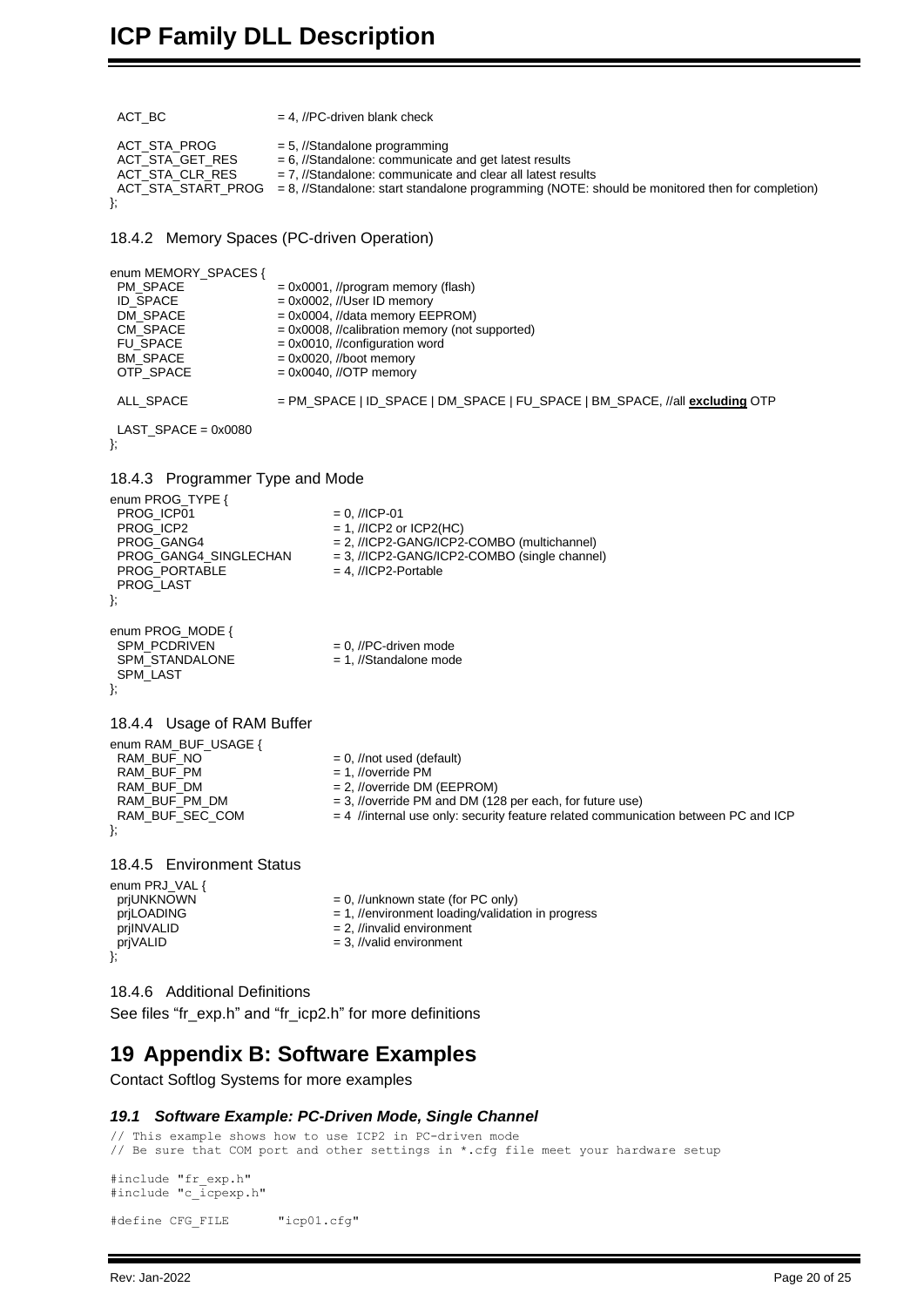```
  ACT_BC               = 4, //PC-driven blank check

  ACT_STA_PROG         = 5, //Standalone programming
  ACT_STA_GET_RES      = 6, //Standalone: communicate and get latest results
  ACT_STA_CLR_RES      = 7, //Standalone: communicate and clear all latest results
  ACT_STA_START_PROG   = 8, //Standalone: start standalone programming (NOTE: should be monitored then for completion)
};
```

### 18.4.2 Memory Spaces (PC-driven Operation)

```
enum MEMORY_SPACES {
  PM_SPACE             = 0x0001, //program memory (flash)
  ID_SPACE             = 0x0002, //User ID memory
  DM_SPACE             = 0x0004, //data memory EEPROM)
  CM_SPACE             = 0x0008, //calibration memory (not supported)
  FU_SPACE             = 0x0010, //configuration word
  BM_SPACE             = 0x0020, //boot memory
  OTP_SPACE            = 0x0040, //OTP memory

  ALL_SPACE            = PM_SPACE | ID_SPACE | DM_SPACE | FU_SPACE | BM_SPACE, //all excluding OTP

  LAST_SPACE = 0x0080
};
```

### 18.4.3 Programmer Type and Mode

```
enum PROG_TYPE {
  PROG_ICP01                 = 0, //ICP-01
  PROG_ICP2                  = 1, //ICP2 or ICP2(HC)
  PROG_GANG4                 = 2, //ICP2-GANG/ICP2-COMBO (multichannel)
  PROG_GANG4_SINGLECHAN      = 3, //ICP2-GANG/ICP2-COMBO (single channel)
  PROG_PORTABLE              = 4, //ICP2-Portable
  PROG_LAST
};

enum PROG_MODE {
  SPM_PCDRIVEN               = 0, //PC-driven mode
  SPM_STANDALONE             = 1, //Standalone mode
  SPM_LAST
};
```

### 18.4.4 Usage of RAM Buffer

```
enum RAM_BUF_USAGE {
  RAM_BUF_NO                 = 0, //not used (default)
  RAM_BUF_PM                 = 1, //override PM
  RAM_BUF_DM                 = 2, //override DM (EEPROM)
  RAM_BUF_PM_DM              = 3, //override PM and DM (128 per each, for future use)
  RAM_BUF_SEC_COM            = 4  //internal use only: security feature related communication between PC and ICP
};
```

### 18.4.5 Environment Status

```
enum PRJ_VAL {
  prjUNKNOWN                 = 0, //unknown state (for PC only)
  prjLOADING                 = 1, //environment loading/validation in progress
  prjINVALID                 = 2, //invalid environment
  prjVALID                   = 3, //valid environment
};
```

### 18.4.6 Additional Definitions

See files "fr_exp.h" and "fr_icp2.h" for more definitions

# 19 Appendix B: Software Examples

Contact Softlog Systems for more examples

## *19.1 Software Example: PC-Driven Mode, Single Channel*

```
// This example shows how to use ICP2 in PC-driven mode
// Be sure that COM port and other settings in *.cfg file meet your hardware setup

#include "fr_exp.h"
#include "c_icpexp.h"

#define CFG_FILE        "icp01.cfg"
```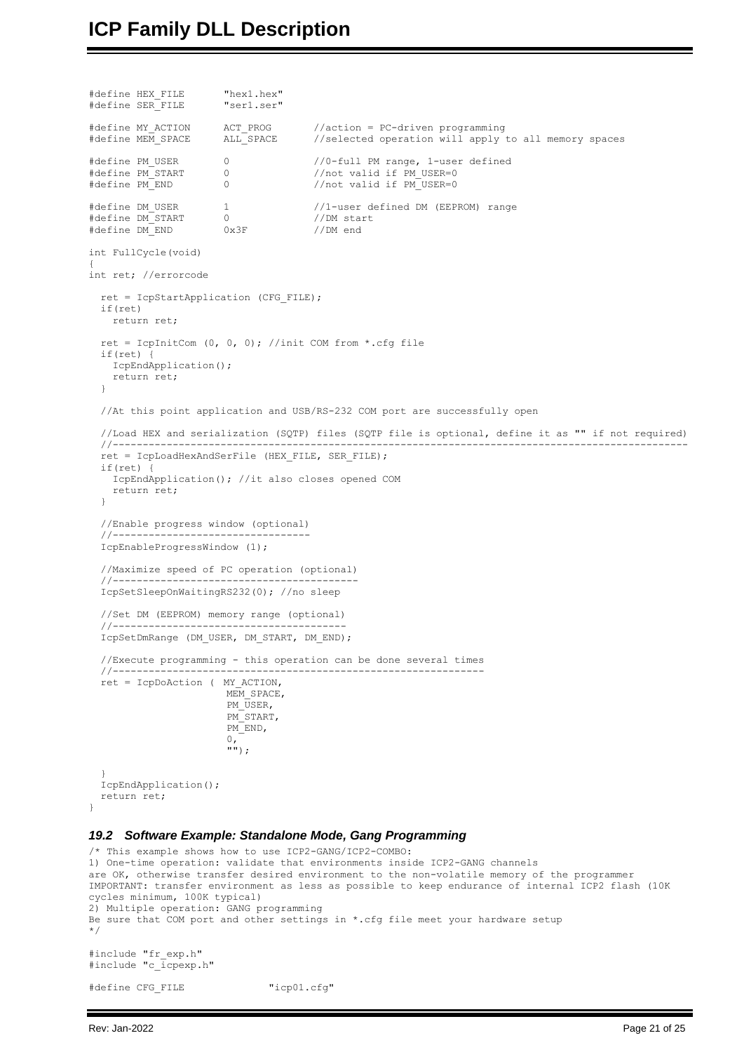```
#define HEX_FILE       "hex1.hex"
#define SER_FILE       "ser1.ser"

#define MY_ACTION      ACT_PROG        //action = PC-driven programming
#define MEM_SPACE      ALL_SPACE       //selected operation will apply to all memory spaces

#define PM_USER        0               //0-full PM range, 1-user defined
#define PM_START       0               //not valid if PM_USER=0
#define PM_END         0               //not valid if PM_USER=0

#define DM_USER        1               //1-user defined DM (EEPROM) range
#define DM_START       0               //DM start
#define DM_END         0x3F            //DM end

int FullCycle(void)
{
int ret; //errorcode

  ret = IcpStartApplication (CFG_FILE);
  if(ret)
    return ret;

  ret = IcpInitCom (0, 0, 0); //init COM from *.cfg file
  if(ret) {
    IcpEndApplication();
    return ret;
  }

  //At this point application and USB/RS-232 COM port are successfully open

  //Load HEX and serialization (SQTP) files (SQTP file is optional, define it as "" if not required)
  //--------------------------------------------------------------------------------------------------
  ret = IcpLoadHexAndSerFile (HEX_FILE, SER_FILE);
  if(ret) {
    IcpEndApplication(); //it also closes opened COM
    return ret;
  }

  //Enable progress window (optional)
  //---------------------------------
  IcpEnableProgressWindow (1);

  //Maximize speed of PC operation (optional)
  //-----------------------------------------
  IcpSetSleepOnWaitingRS232(0); //no sleep

  //Set DM (EEPROM) memory range (optional)
  //---------------------------------------
  IcpSetDmRange (DM_USER, DM_START, DM_END);

  //Execute programming - this operation can be done several times
  //---------------------------------------------------------------
  ret = IcpDoAction ( MY_ACTION,
                      MEM_SPACE,
                      PM_USER,
                      PM_START,
                      PM_END,
                      0,
                      "");

  }
  IcpEndApplication();
  return ret;
}
```

### 19.2 Software Example: Standalone Mode, Gang Programming

```
/* This example shows how to use ICP2-GANG/ICP2-COMBO:
1) One-time operation: validate that environments inside ICP2-GANG channels
are OK, otherwise transfer desired environment to the non-volatile memory of the programmer
IMPORTANT: transfer environment as less as possible to keep endurance of internal ICP2 flash (10K
cycles minimum, 100K typical)
2) Multiple operation: GANG programming
Be sure that COM port and other settings in *.cfg file meet your hardware setup
*/

#include "fr_exp.h"
#include "c_icpexp.h"

#define CFG_FILE              "icp01.cfg"
```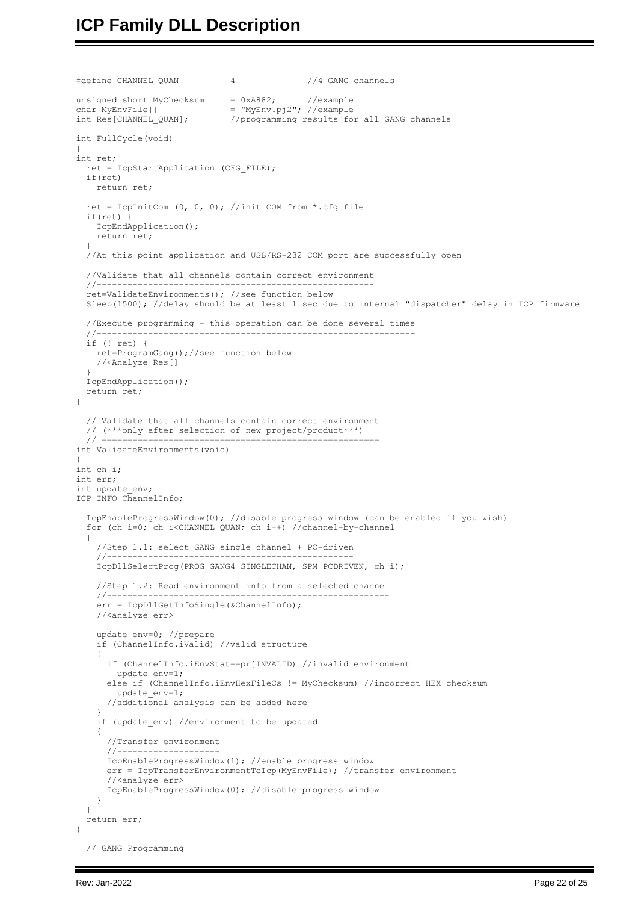```
#define CHANNEL_QUAN          4              //4 GANG channels

unsigned short MyChecksum     = 0xA882;      //example
char MyEnvFile[]              = "MyEnv.pj2"; //example
int Res[CHANNEL_QUAN];        //programming results for all GANG channels

int FullCycle(void)
{
int ret;
  ret = IcpStartApplication (CFG_FILE);
  if(ret)
    return ret;

  ret = IcpInitCom (0, 0, 0); //init COM from *.cfg file
  if(ret) {
    IcpEndApplication();
    return ret;
  }
  //At this point application and USB/RS-232 COM port are successfully open

  //Validate that all channels contain correct environment
  //----------------------------------------------------
  ret=ValidateEnvironments(); //see function below
  Sleep(1500); //delay should be at least 1 sec due to internal "dispatcher" delay in ICP firmware

  //Execute programming - this operation can be done several times
  //------------------------------------------------------------
  if (! ret) {
    ret=ProgramGang();//see function below
    //<Analyze Res[]
  }
  IcpEndApplication();
  return ret;
}

  // Validate that all channels contain correct environment
  // (***only after selection of new project/product***)
  // ====================================================
int ValidateEnvironments(void)
{
int ch_i;
int err;
int update_env;
ICP_INFO ChannelInfo;

  IcpEnableProgressWindow(0); //disable progress window (can be enabled if you wish)
  for (ch_i=0; ch_i<CHANNEL_QUAN; ch_i++) //channel-by-channel
  {
    //Step 1.1: select GANG single channel + PC-driven
    //-----------------------------------------------
    IcpDllSelectProg(PROG_GANG4_SINGLECHAN, SPM_PCDRIVEN, ch_i);

    //Step 1.2: Read environment info from a selected channel
    //------------------------------------------------------
    err = IcpDllGetInfoSingle(&ChannelInfo);
    //<analyze err>

    update_env=0; //prepare
    if (ChannelInfo.iValid) //valid structure
    {
      if (ChannelInfo.iEnvStat==prjINVALID) //invalid environment
        update_env=1;
      else if (ChannelInfo.iEnvHexFileCs != MyChecksum) //incorrect HEX checksum
        update_env=1;
      //additional analysis can be added here
    }
    if (update_env) //environment to be updated
    {
      //Transfer environment
      //--------------------
      IcpEnableProgressWindow(1); //enable progress window
      err = IcpTransferEnvironmentToIcp(MyEnvFile); //transfer environment
      //<analyze err>
      IcpEnableProgressWindow(0); //disable progress window
    }
  }
  return err;
}

  // GANG Programming
```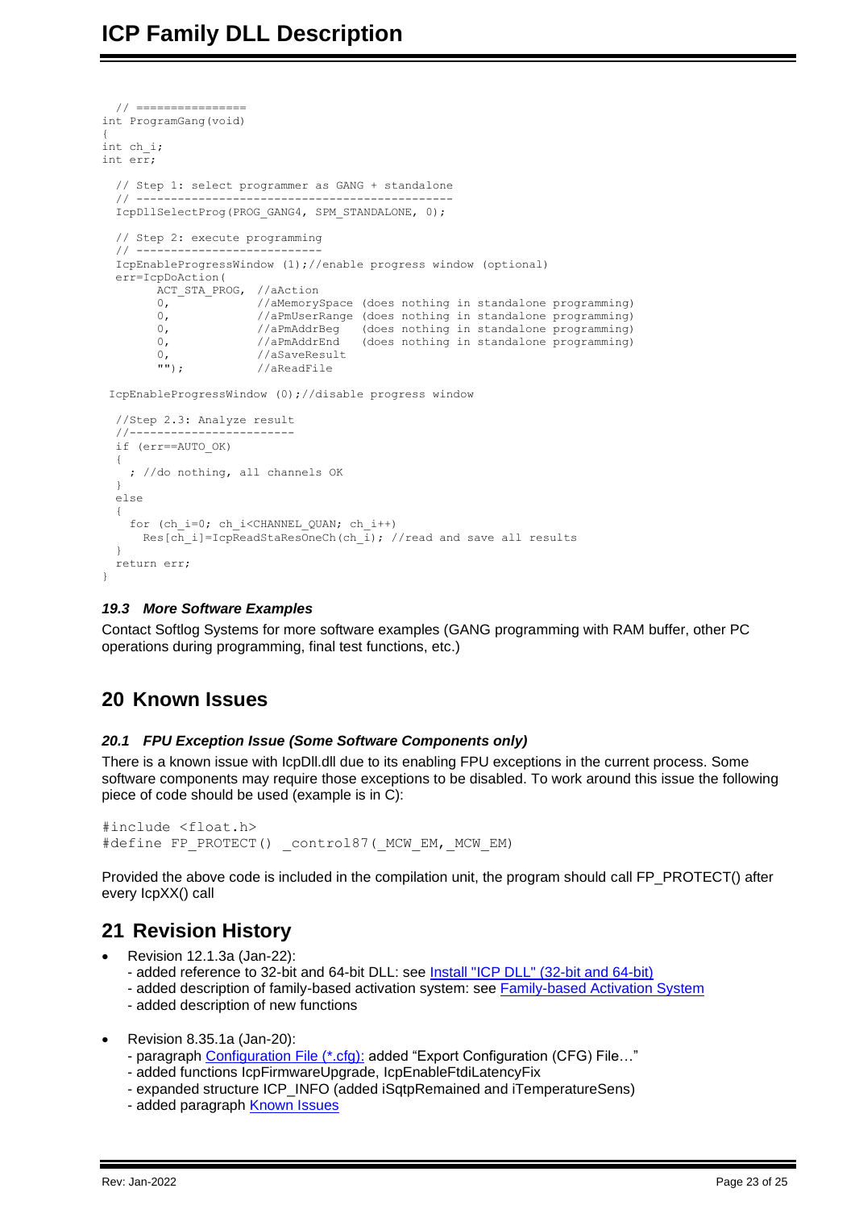```
  // ================
int ProgramGang(void)
{
int ch_i;
int err;

  // Step 1: select programmer as GANG + standalone
  // ---------------------------------------------
  IcpDllSelectProg(PROG_GANG4, SPM_STANDALONE, 0);

  // Step 2: execute programming
  // ---------------------------
  IcpEnableProgressWindow (1);//enable progress window (optional)
  err=IcpDoAction(
        ACT_STA_PROG,  //aAction
        0,             //aMemorySpace (does nothing in standalone programming)
        0,             //aPmUserRange (does nothing in standalone programming)
        0,             //aPmAddrBeg   (does nothing in standalone programming)
        0,             //aPmAddrEnd   (does nothing in standalone programming)
        0,             //aSaveResult
        "");           //aReadFile

 IcpEnableProgressWindow (0);//disable progress window

  //Step 2.3: Analyze result
  //-----------------------
  if (err==AUTO_OK)
  {
    ; //do nothing, all channels OK
  }
  else
  {
    for (ch_i=0; ch_i<CHANNEL_QUAN; ch_i++)
      Res[ch_i]=IcpReadStaResOneCh(ch_i); //read and save all results
  }
  return err;
}
```

### *19.3 More Software Examples*

Contact Softlog Systems for more software examples (GANG programming with RAM buffer, other PC operations during programming, final test functions, etc.)

## 20 Known Issues

### *20.1 FPU Exception Issue (Some Software Components only)*

There is a known issue with IcpDll.dll due to its enabling FPU exceptions in the current process. Some software components may require those exceptions to be disabled. To work around this issue the following piece of code should be used (example is in C):

```
#include <float.h>
#define FP_PROTECT() _control87(_MCW_EM,_MCW_EM)
```

Provided the above code is included in the compilation unit, the program should call FP_PROTECT() after every IcpXX() call

## 21 Revision History

- Revision 12.1.3a (Jan-22):
  - added reference to 32-bit and 64-bit DLL: see Install "ICP DLL" (32-bit and 64-bit)
  - added description of family-based activation system: see Family-based Activation System
  - added description of new functions
- Revision 8.35.1a (Jan-20):
  - paragraph Configuration File (*.cfg): added "Export Configuration (CFG) File…"
  - added functions IcpFirmwareUpgrade, IcpEnableFtdiLatencyFix
  - expanded structure ICP_INFO (added iSqtpRemained and iTemperatureSens)
  - added paragraph Known Issues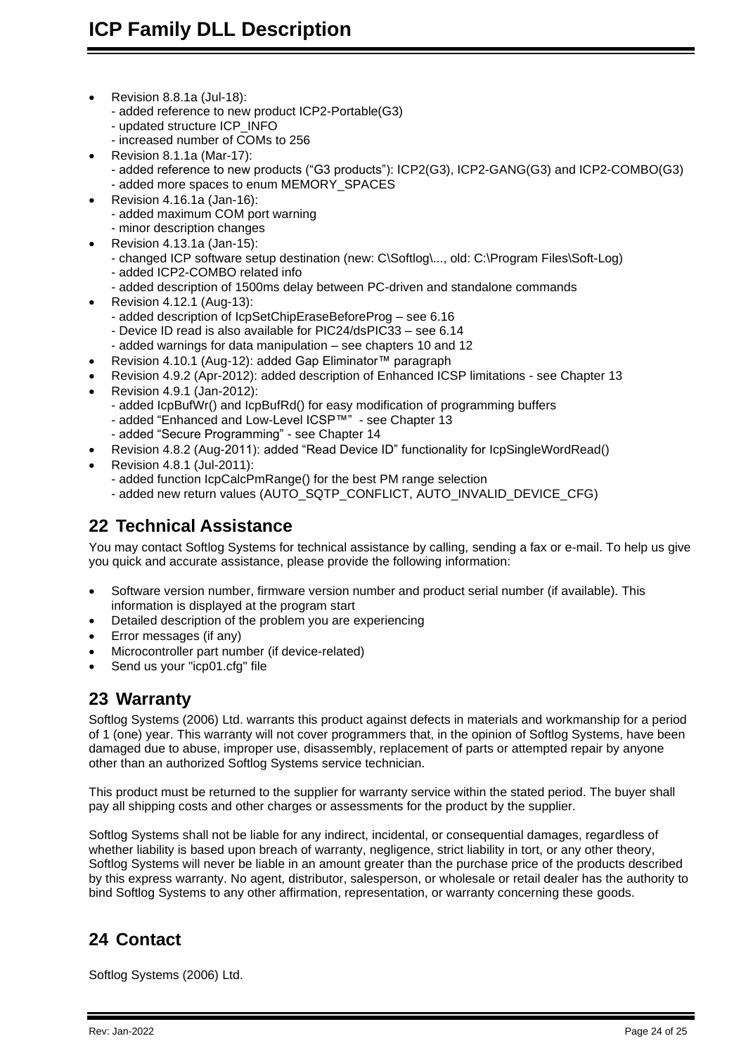- Revision 8.8.1a (Jul-18):
  - added reference to new product ICP2-Portable(G3)
  - updated structure ICP_INFO
  - increased number of COMs to 256
- Revision 8.1.1a (Mar-17):
  - added reference to new products ("G3 products"): ICP2(G3), ICP2-GANG(G3) and ICP2-COMBO(G3)
  - added more spaces to enum MEMORY_SPACES
- Revision 4.16.1a (Jan-16):
  - added maximum COM port warning
  - minor description changes
- Revision 4.13.1a (Jan-15):
  - changed ICP software setup destination (new: C\Softlog\..., old: C:\Program Files\Soft-Log)
  - added ICP2-COMBO related info
  - added description of 1500ms delay between PC-driven and standalone commands
- Revision 4.12.1 (Aug-13):
  - added description of IcpSetChipEraseBeforeProg – see 6.16
  - Device ID read is also available for PIC24/dsPIC33 – see 6.14
  - added warnings for data manipulation – see chapters 10 and 12
- Revision 4.10.1 (Aug-12): added Gap Eliminator™ paragraph
- Revision 4.9.2 (Apr-2012): added description of Enhanced ICSP limitations - see Chapter 13
- Revision 4.9.1 (Jan-2012):
  - added IcpBufWr() and IcpBufRd() for easy modification of programming buffers
  - added "Enhanced and Low-Level ICSP™" - see Chapter 13
  - added "Secure Programming" - see Chapter 14
- Revision 4.8.2 (Aug-2011): added "Read Device ID" functionality for IcpSingleWordRead()
- Revision 4.8.1 (Jul-2011):
  - added function IcpCalcPmRange() for the best PM range selection
  - added new return values (AUTO_SQTP_CONFLICT, AUTO_INVALID_DEVICE_CFG)

# 22 Technical Assistance

You may contact Softlog Systems for technical assistance by calling, sending a fax or e-mail. To help us give you quick and accurate assistance, please provide the following information:

- Software version number, firmware version number and product serial number (if available). This information is displayed at the program start
- Detailed description of the problem you are experiencing
- Error messages (if any)
- Microcontroller part number (if device-related)
- Send us your "icp01.cfg" file

# 23 Warranty

Softlog Systems (2006) Ltd. warrants this product against defects in materials and workmanship for a period of 1 (one) year. This warranty will not cover programmers that, in the opinion of Softlog Systems, have been damaged due to abuse, improper use, disassembly, replacement of parts or attempted repair by anyone other than an authorized Softlog Systems service technician.

This product must be returned to the supplier for warranty service within the stated period. The buyer shall pay all shipping costs and other charges or assessments for the product by the supplier.

Softlog Systems shall not be liable for any indirect, incidental, or consequential damages, regardless of whether liability is based upon breach of warranty, negligence, strict liability in tort, or any other theory, Softlog Systems will never be liable in an amount greater than the purchase price of the products described by this express warranty. No agent, distributor, salesperson, or wholesale or retail dealer has the authority to bind Softlog Systems to any other affirmation, representation, or warranty concerning these goods.

# 24 Contact

Softlog Systems (2006) Ltd.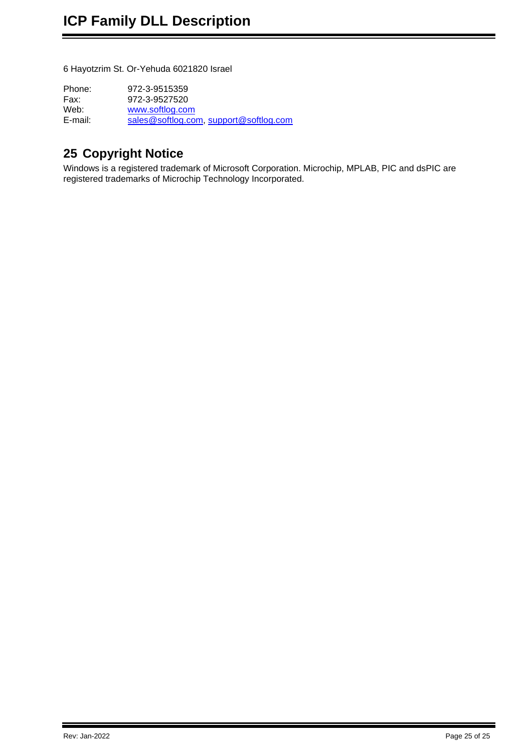6 Hayotzrim St. Or-Yehuda 6021820 Israel

| | |
|---|---|
| Phone: | 972-3-9515359 |
| Fax: | 972-3-9527520 |
| Web: | www.softlog.com |
| E-mail: | sales@softlog.com, support@softlog.com |

## 25 Copyright Notice

Windows is a registered trademark of Microsoft Corporation. Microchip, MPLAB, PIC and dsPIC are registered trademarks of Microchip Technology Incorporated.